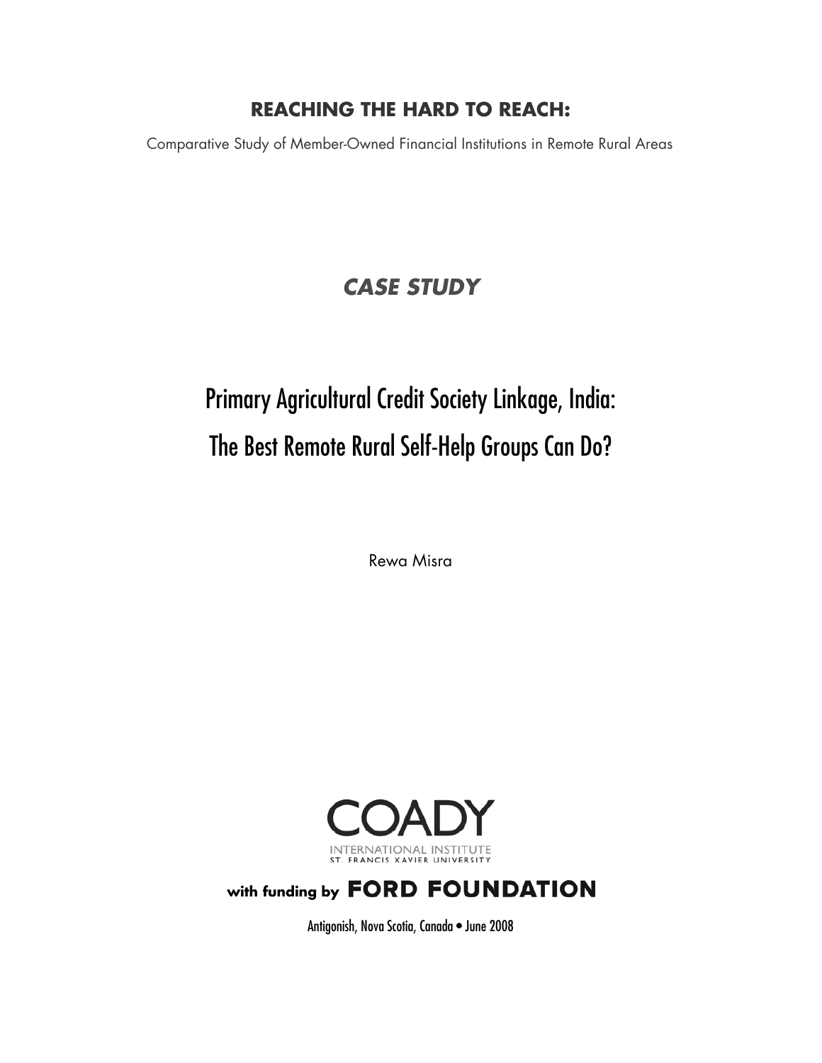# REACHING THE HARD TO REACH:

Comparative Study of Member-Owned Financial Institutions in Remote Rural Areas

***CASE STUDY***

# Primary Agricultural Credit Society Linkage, India: The Best Remote Rural Self-Help Groups Can Do?

Rewa Misra

COADY
INTERNATIONAL INSTITUTE
ST. FRANCIS XAVIER UNIVERSITY

**with funding by FORD FOUNDATION**

Antigonish, Nova Scotia, Canada • June 2008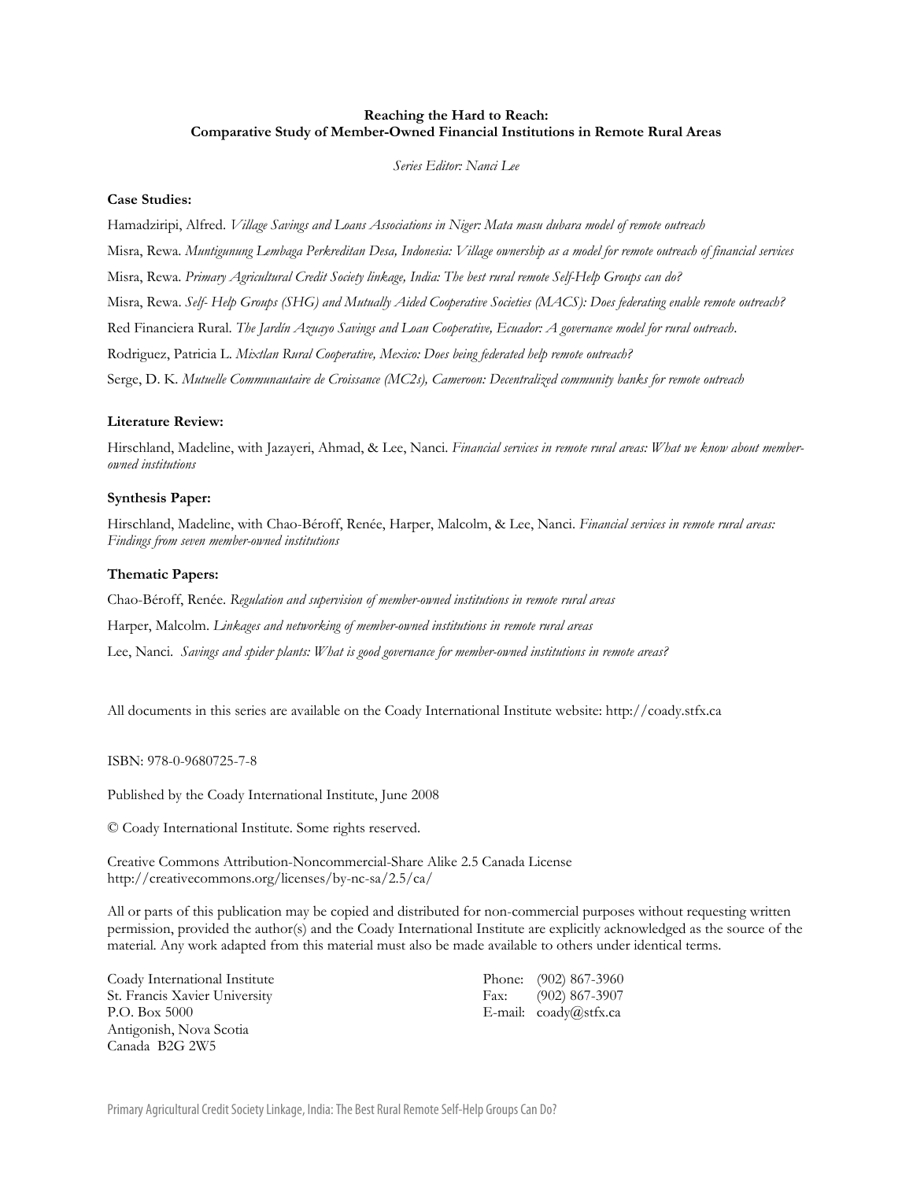**Reaching the Hard to Reach:**
**Comparative Study of Member-Owned Financial Institutions in Remote Rural Areas**

*Series Editor: Nanci Lee*

**Case Studies:**

Hamadziripi, Alfred. *Village Savings and Loans Associations in Niger: Mata masu dubara model of remote outreach*

Misra, Rewa. *Muntigunung Lembaga Perkreditan Desa, Indonesia: Village ownership as a model for remote outreach of financial services*

Misra, Rewa. *Primary Agricultural Credit Society linkage, India: The best rural remote Self-Help Groups can do?*

Misra, Rewa. *Self- Help Groups (SHG) and Mutually Aided Cooperative Societies (MACS): Does federating enable remote outreach?*

Red Financiera Rural. *The Jardín Azuayo Savings and Loan Cooperative, Ecuador: A governance model for rural outreach*.

Rodriguez, Patricia L. *Mixtlan Rural Cooperative, Mexico: Does being federated help remote outreach?*

Serge, D. K. *Mutuelle Communautaire de Croissance (MC2s), Cameroon: Decentralized community banks for remote outreach*

**Literature Review:**

Hirschland, Madeline, with Jazayeri, Ahmad, & Lee, Nanci. *Financial services in remote rural areas: What we know about member-owned institutions*

**Synthesis Paper:**

Hirschland, Madeline, with Chao-Béroff, Renée, Harper, Malcolm, & Lee, Nanci. *Financial services in remote rural areas: Findings from seven member-owned institutions*

**Thematic Papers:**

Chao-Béroff, Renée. *Regulation and supervision of member-owned institutions in remote rural areas*

Harper, Malcolm. *Linkages and networking of member-owned institutions in remote rural areas*

Lee, Nanci. *Savings and spider plants: What is good governance for member-owned institutions in remote areas?*

All documents in this series are available on the Coady International Institute website: http://coady.stfx.ca

ISBN: 978-0-9680725-7-8

Published by the Coady International Institute, June 2008

© Coady International Institute. Some rights reserved.

Creative Commons Attribution-Noncommercial-Share Alike 2.5 Canada License
http://creativecommons.org/licenses/by-nc-sa/2.5/ca/

All or parts of this publication may be copied and distributed for non-commercial purposes without requesting written permission, provided the author(s) and the Coady International Institute are explicitly acknowledged as the source of the material. Any work adapted from this material must also be made available to others under identical terms.

Coady International Institute
St. Francis Xavier University
P.O. Box 5000
Antigonish, Nova Scotia
Canada B2G 2W5

Phone: (902) 867-3960
Fax: (902) 867-3907
E-mail: coady@stfx.ca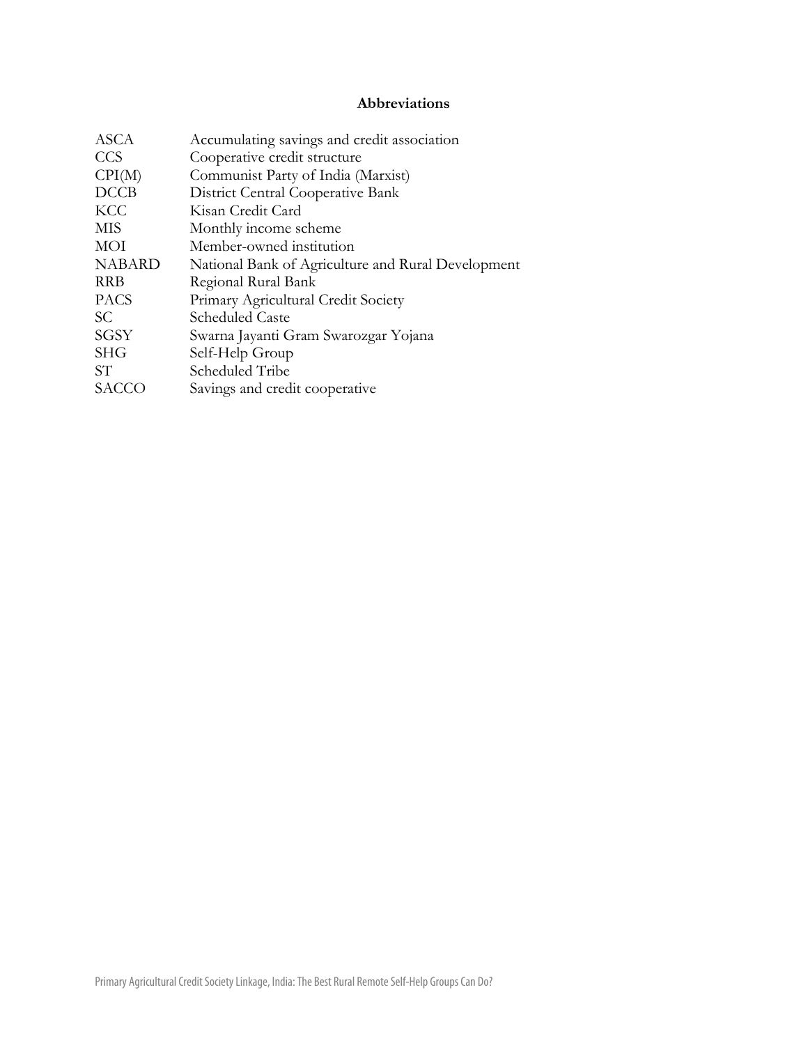## Abbreviations

| | |
|---|---|
| ASCA | Accumulating savings and credit association |
| CCS | Cooperative credit structure |
| CPI(M) | Communist Party of India (Marxist) |
| DCCB | District Central Cooperative Bank |
| KCC | Kisan Credit Card |
| MIS | Monthly income scheme |
| MOI | Member-owned institution |
| NABARD | National Bank of Agriculture and Rural Development |
| RRB | Regional Rural Bank |
| PACS | Primary Agricultural Credit Society |
| SC | Scheduled Caste |
| SGSY | Swarna Jayanti Gram Swarozgar Yojana |
| SHG | Self-Help Group |
| ST | Scheduled Tribe |
| SACCO | Savings and credit cooperative |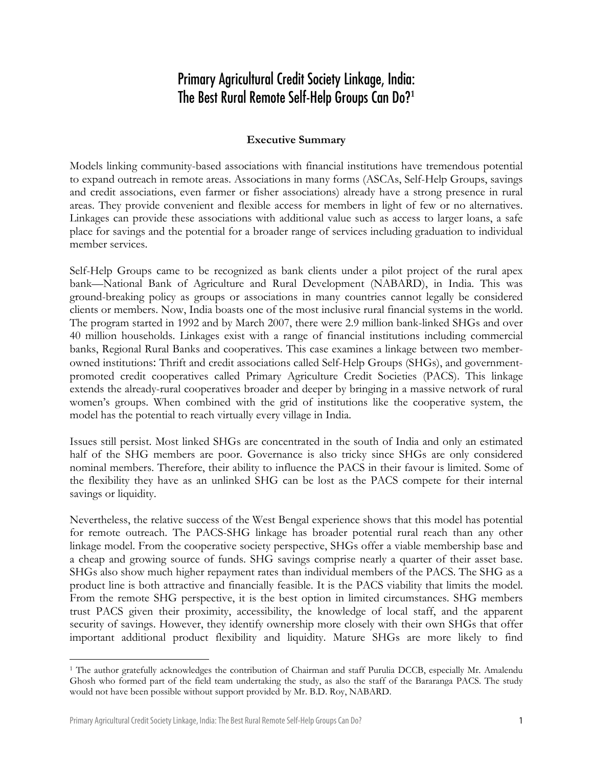# Primary Agricultural Credit Society Linkage, India: The Best Rural Remote Self-Help Groups Can Do?[1]

**Executive Summary**

Models linking community-based associations with financial institutions have tremendous potential to expand outreach in remote areas. Associations in many forms (ASCAs, Self-Help Groups, savings and credit associations, even farmer or fisher associations) already have a strong presence in rural areas. They provide convenient and flexible access for members in light of few or no alternatives. Linkages can provide these associations with additional value such as access to larger loans, a safe place for savings and the potential for a broader range of services including graduation to individual member services.

Self-Help Groups came to be recognized as bank clients under a pilot project of the rural apex bank—National Bank of Agriculture and Rural Development (NABARD), in India. This was ground-breaking policy as groups or associations in many countries cannot legally be considered clients or members. Now, India boasts one of the most inclusive rural financial systems in the world. The program started in 1992 and by March 2007, there were 2.9 million bank-linked SHGs and over 40 million households. Linkages exist with a range of financial institutions including commercial banks, Regional Rural Banks and cooperatives. This case examines a linkage between two member-owned institutions: Thrift and credit associations called Self-Help Groups (SHGs), and government-promoted credit cooperatives called Primary Agriculture Credit Societies (PACS). This linkage extends the already-rural cooperatives broader and deeper by bringing in a massive network of rural women's groups. When combined with the grid of institutions like the cooperative system, the model has the potential to reach virtually every village in India.

Issues still persist. Most linked SHGs are concentrated in the south of India and only an estimated half of the SHG members are poor. Governance is also tricky since SHGs are only considered nominal members. Therefore, their ability to influence the PACS in their favour is limited. Some of the flexibility they have as an unlinked SHG can be lost as the PACS compete for their internal savings or liquidity.

Nevertheless, the relative success of the West Bengal experience shows that this model has potential for remote outreach. The PACS-SHG linkage has broader potential rural reach than any other linkage model. From the cooperative society perspective, SHGs offer a viable membership base and a cheap and growing source of funds. SHG savings comprise nearly a quarter of their asset base. SHGs also show much higher repayment rates than individual members of the PACS. The SHG as a product line is both attractive and financially feasible. It is the PACS viability that limits the model. From the remote SHG perspective, it is the best option in limited circumstances. SHG members trust PACS given their proximity, accessibility, the knowledge of local staff, and the apparent security of savings. However, they identify ownership more closely with their own SHGs that offer important additional product flexibility and liquidity. Mature SHGs are more likely to find

---

[1] The author gratefully acknowledges the contribution of Chairman and staff Purulia DCCB, especially Mr. Amalendu Ghosh who formed part of the field team undertaking the study, as also the staff of the Bararanga PACS. The study would not have been possible without support provided by Mr. B.D. Roy, NABARD.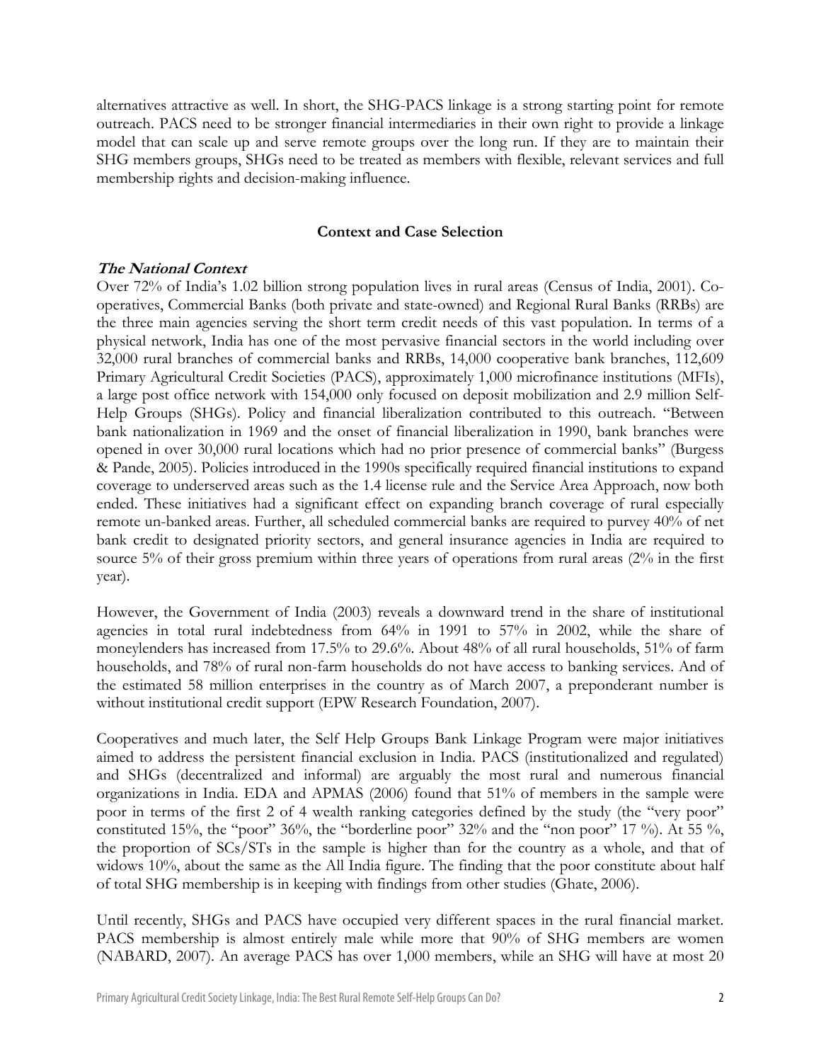alternatives attractive as well. In short, the SHG-PACS linkage is a strong starting point for remote outreach. PACS need to be stronger financial intermediaries in their own right to provide a linkage model that can scale up and serve remote groups over the long run. If they are to maintain their SHG members groups, SHGs need to be treated as members with flexible, relevant services and full membership rights and decision-making influence.

## Context and Case Selection

### *The National Context*

Over 72% of India's 1.02 billion strong population lives in rural areas (Census of India, 2001). Co-operatives, Commercial Banks (both private and state-owned) and Regional Rural Banks (RRBs) are the three main agencies serving the short term credit needs of this vast population. In terms of a physical network, India has one of the most pervasive financial sectors in the world including over 32,000 rural branches of commercial banks and RRBs, 14,000 cooperative bank branches, 112,609 Primary Agricultural Credit Societies (PACS), approximately 1,000 microfinance institutions (MFIs), a large post office network with 154,000 only focused on deposit mobilization and 2.9 million Self-Help Groups (SHGs). Policy and financial liberalization contributed to this outreach. "Between bank nationalization in 1969 and the onset of financial liberalization in 1990, bank branches were opened in over 30,000 rural locations which had no prior presence of commercial banks" (Burgess & Pande, 2005). Policies introduced in the 1990s specifically required financial institutions to expand coverage to underserved areas such as the 1.4 license rule and the Service Area Approach, now both ended. These initiatives had a significant effect on expanding branch coverage of rural especially remote un-banked areas. Further, all scheduled commercial banks are required to purvey 40% of net bank credit to designated priority sectors, and general insurance agencies in India are required to source 5% of their gross premium within three years of operations from rural areas (2% in the first year).

However, the Government of India (2003) reveals a downward trend in the share of institutional agencies in total rural indebtedness from 64% in 1991 to 57% in 2002, while the share of moneylenders has increased from 17.5% to 29.6%. About 48% of all rural households, 51% of farm households, and 78% of rural non-farm households do not have access to banking services. And of the estimated 58 million enterprises in the country as of March 2007, a preponderant number is without institutional credit support (EPW Research Foundation, 2007).

Cooperatives and much later, the Self Help Groups Bank Linkage Program were major initiatives aimed to address the persistent financial exclusion in India. PACS (institutionalized and regulated) and SHGs (decentralized and informal) are arguably the most rural and numerous financial organizations in India. EDA and APMAS (2006) found that 51% of members in the sample were poor in terms of the first 2 of 4 wealth ranking categories defined by the study (the "very poor" constituted 15%, the "poor" 36%, the "borderline poor" 32% and the "non poor" 17 %). At 55 %, the proportion of SCs/STs in the sample is higher than for the country as a whole, and that of widows 10%, about the same as the All India figure. The finding that the poor constitute about half of total SHG membership is in keeping with findings from other studies (Ghate, 2006).

Until recently, SHGs and PACS have occupied very different spaces in the rural financial market. PACS membership is almost entirely male while more that 90% of SHG members are women (NABARD, 2007). An average PACS has over 1,000 members, while an SHG will have at most 20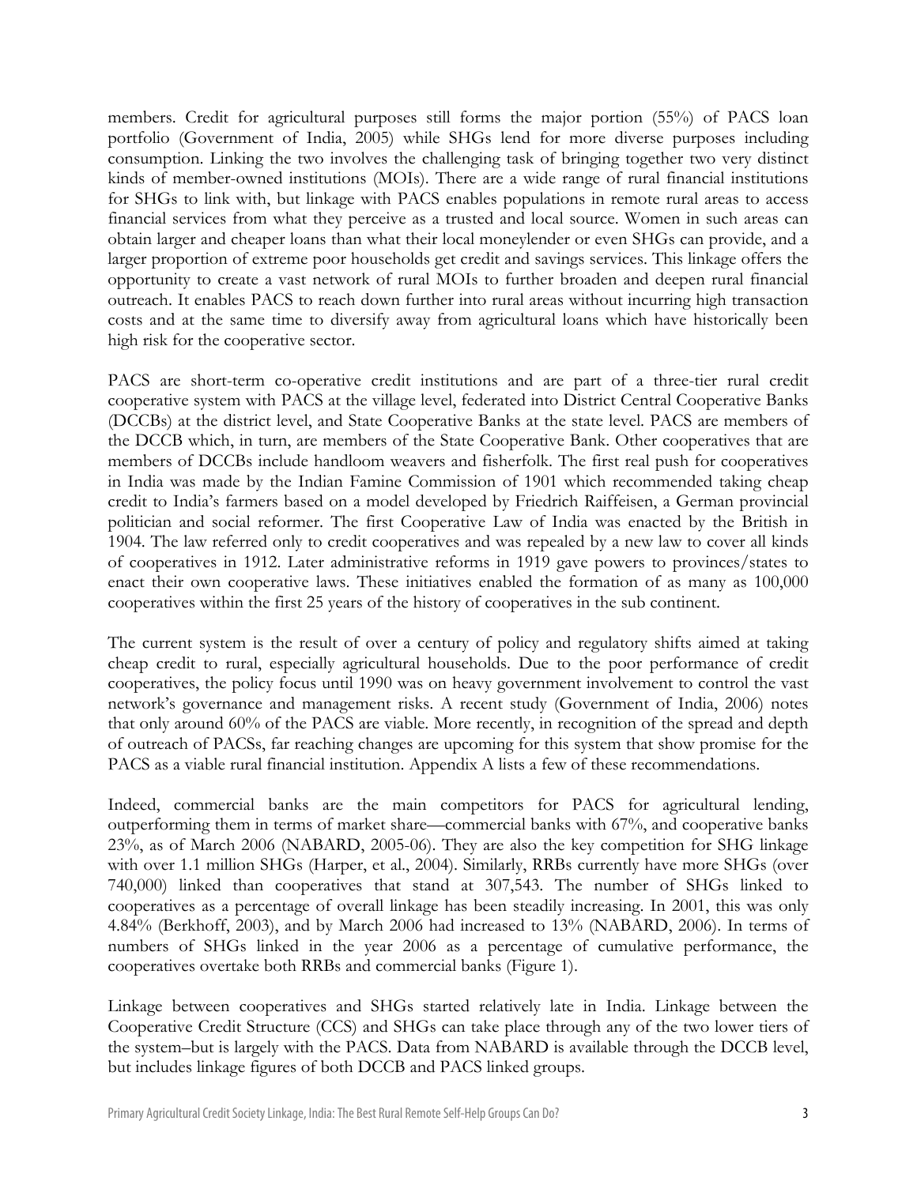members. Credit for agricultural purposes still forms the major portion (55%) of PACS loan portfolio (Government of India, 2005) while SHGs lend for more diverse purposes including consumption. Linking the two involves the challenging task of bringing together two very distinct kinds of member-owned institutions (MOIs). There are a wide range of rural financial institutions for SHGs to link with, but linkage with PACS enables populations in remote rural areas to access financial services from what they perceive as a trusted and local source. Women in such areas can obtain larger and cheaper loans than what their local moneylender or even SHGs can provide, and a larger proportion of extreme poor households get credit and savings services. This linkage offers the opportunity to create a vast network of rural MOIs to further broaden and deepen rural financial outreach. It enables PACS to reach down further into rural areas without incurring high transaction costs and at the same time to diversify away from agricultural loans which have historically been high risk for the cooperative sector.

PACS are short-term co-operative credit institutions and are part of a three-tier rural credit cooperative system with PACS at the village level, federated into District Central Cooperative Banks (DCCBs) at the district level, and State Cooperative Banks at the state level. PACS are members of the DCCB which, in turn, are members of the State Cooperative Bank. Other cooperatives that are members of DCCBs include handloom weavers and fisherfolk. The first real push for cooperatives in India was made by the Indian Famine Commission of 1901 which recommended taking cheap credit to India's farmers based on a model developed by Friedrich Raiffeisen, a German provincial politician and social reformer. The first Cooperative Law of India was enacted by the British in 1904. The law referred only to credit cooperatives and was repealed by a new law to cover all kinds of cooperatives in 1912. Later administrative reforms in 1919 gave powers to provinces/states to enact their own cooperative laws. These initiatives enabled the formation of as many as 100,000 cooperatives within the first 25 years of the history of cooperatives in the sub continent.

The current system is the result of over a century of policy and regulatory shifts aimed at taking cheap credit to rural, especially agricultural households. Due to the poor performance of credit cooperatives, the policy focus until 1990 was on heavy government involvement to control the vast network's governance and management risks. A recent study (Government of India, 2006) notes that only around 60% of the PACS are viable. More recently, in recognition of the spread and depth of outreach of PACSs, far reaching changes are upcoming for this system that show promise for the PACS as a viable rural financial institution. Appendix A lists a few of these recommendations.

Indeed, commercial banks are the main competitors for PACS for agricultural lending, outperforming them in terms of market share—commercial banks with 67%, and cooperative banks 23%, as of March 2006 (NABARD, 2005-06). They are also the key competition for SHG linkage with over 1.1 million SHGs (Harper, et al., 2004). Similarly, RRBs currently have more SHGs (over 740,000) linked than cooperatives that stand at 307,543. The number of SHGs linked to cooperatives as a percentage of overall linkage has been steadily increasing. In 2001, this was only 4.84% (Berkhoff, 2003), and by March 2006 had increased to 13% (NABARD, 2006). In terms of numbers of SHGs linked in the year 2006 as a percentage of cumulative performance, the cooperatives overtake both RRBs and commercial banks (Figure 1).

Linkage between cooperatives and SHGs started relatively late in India. Linkage between the Cooperative Credit Structure (CCS) and SHGs can take place through any of the two lower tiers of the system–but is largely with the PACS. Data from NABARD is available through the DCCB level, but includes linkage figures of both DCCB and PACS linked groups.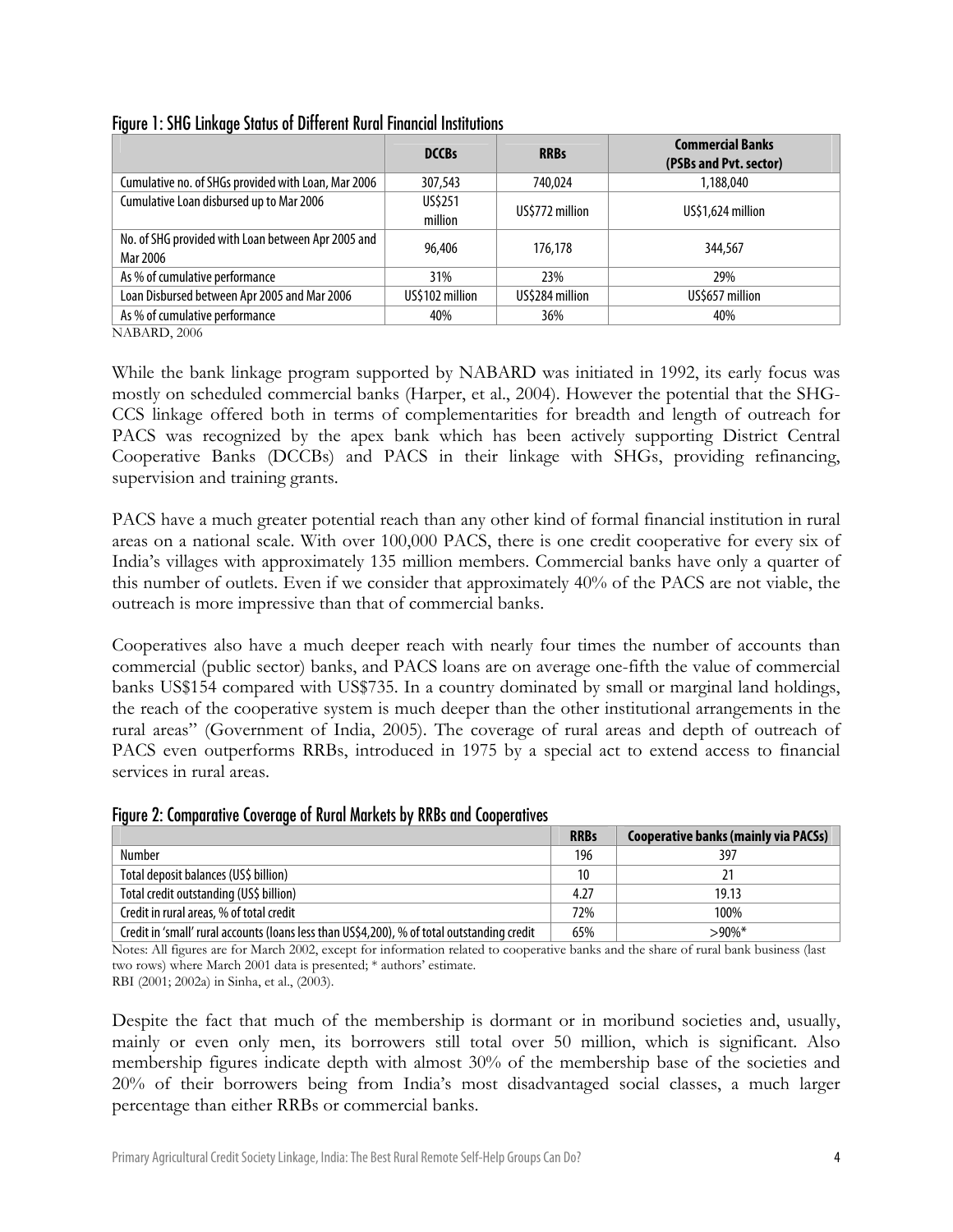Figure 1: SHG Linkage Status of Different Rural Financial Institutions

| | DCCBs | RRBs | Commercial Banks (PSBs and Pvt. sector) |
|---|---|---|---|
| Cumulative no. of SHGs provided with Loan, Mar 2006 | 307,543 | 740,024 | 1,188,040 |
| Cumulative Loan disbursed up to Mar 2006 | US$251 million | US$772 million | US$1,624 million |
| No. of SHG provided with Loan between Apr 2005 and Mar 2006 | 96,406 | 176,178 | 344,567 |
| As % of cumulative performance | 31% | 23% | 29% |
| Loan Disbursed between Apr 2005 and Mar 2006 | US$102 million | US$284 million | US$657 million |
| As % of cumulative performance | 40% | 36% | 40% |

NABARD, 2006

While the bank linkage program supported by NABARD was initiated in 1992, its early focus was mostly on scheduled commercial banks (Harper, et al., 2004). However the potential that the SHG-CCS linkage offered both in terms of complementarities for breadth and length of outreach for PACS was recognized by the apex bank which has been actively supporting District Central Cooperative Banks (DCCBs) and PACS in their linkage with SHGs, providing refinancing, supervision and training grants.

PACS have a much greater potential reach than any other kind of formal financial institution in rural areas on a national scale. With over 100,000 PACS, there is one credit cooperative for every six of India's villages with approximately 135 million members. Commercial banks have only a quarter of this number of outlets. Even if we consider that approximately 40% of the PACS are not viable, the outreach is more impressive than that of commercial banks.

Cooperatives also have a much deeper reach with nearly four times the number of accounts than commercial (public sector) banks, and PACS loans are on average one-fifth the value of commercial banks US$154 compared with US$735. In a country dominated by small or marginal land holdings, the reach of the cooperative system is much deeper than the other institutional arrangements in the rural areas" (Government of India, 2005). The coverage of rural areas and depth of outreach of PACS even outperforms RRBs, introduced in 1975 by a special act to extend access to financial services in rural areas.

Figure 2: Comparative Coverage of Rural Markets by RRBs and Cooperatives

| | RRBs | Cooperative banks (mainly via PACSs) |
|---|---|---|
| Number | 196 | 397 |
| Total deposit balances (US$ billion) | 10 | 21 |
| Total credit outstanding (US$ billion) | 4.27 | 19.13 |
| Credit in rural areas, % of total credit | 72% | 100% |
| Credit in 'small' rural accounts (loans less than US$4,200), % of total outstanding credit | 65% | >90%* |

Notes: All figures are for March 2002, except for information related to cooperative banks and the share of rural bank business (last two rows) where March 2001 data is presented; * authors' estimate.
RBI (2001; 2002a) in Sinha, et al., (2003).

Despite the fact that much of the membership is dormant or in moribund societies and, usually, mainly or even only men, its borrowers still total over 50 million, which is significant. Also membership figures indicate depth with almost 30% of the membership base of the societies and 20% of their borrowers being from India's most disadvantaged social classes, a much larger percentage than either RRBs or commercial banks.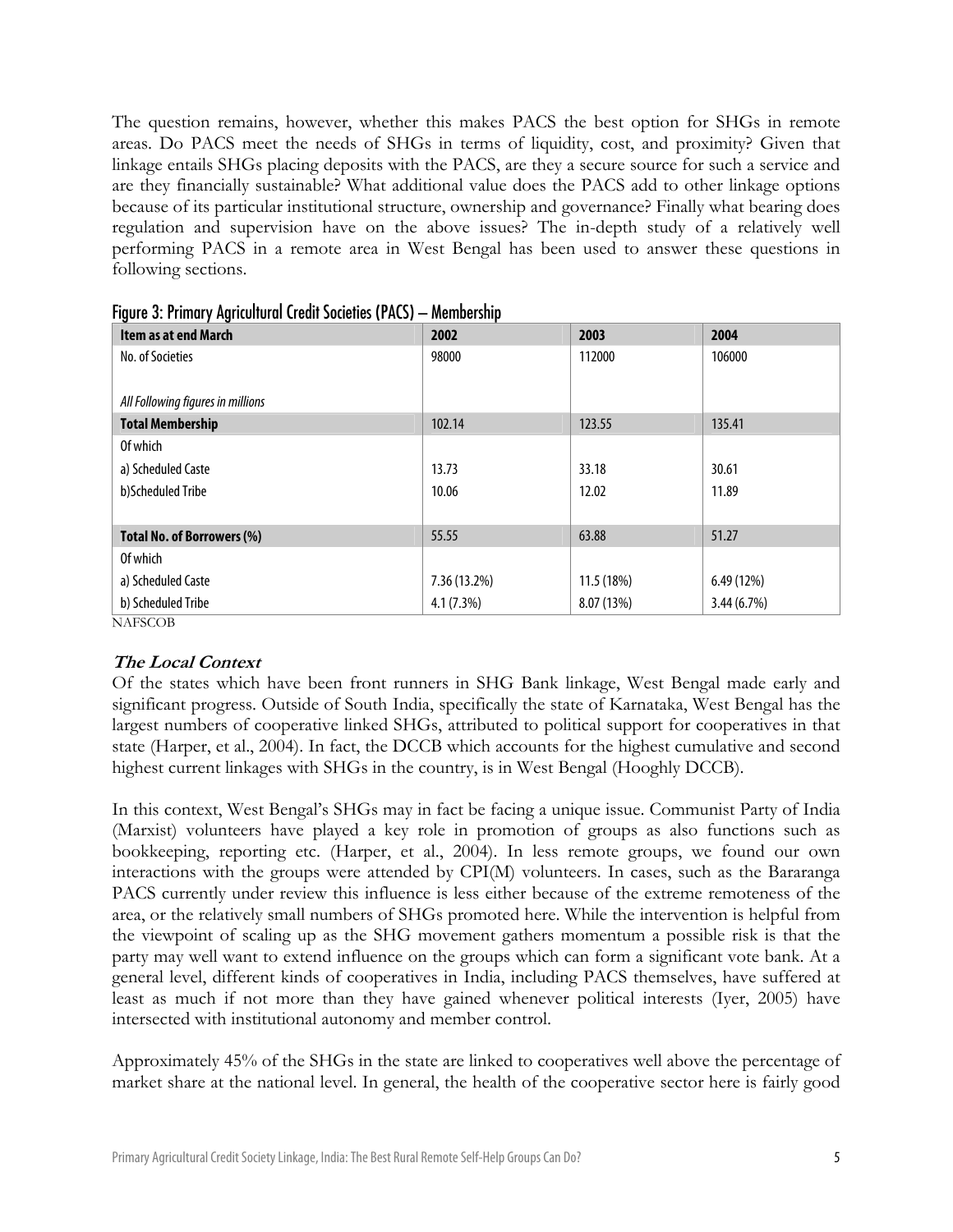The question remains, however, whether this makes PACS the best option for SHGs in remote areas. Do PACS meet the needs of SHGs in terms of liquidity, cost, and proximity? Given that linkage entails SHGs placing deposits with the PACS, are they a secure source for such a service and are they financially sustainable? What additional value does the PACS add to other linkage options because of its particular institutional structure, ownership and governance? Finally what bearing does regulation and supervision have on the above issues? The in-depth study of a relatively well performing PACS in a remote area in West Bengal has been used to answer these questions in following sections.

Figure 3: Primary Agricultural Credit Societies (PACS) – Membership

| Item as at end March | 2002 | 2003 | 2004 |
|---|---|---|---|
| No. of Societies | 98000 | 112000 | 106000 |
| *All Following figures in millions* | | | |
| **Total Membership** | 102.14 | 123.55 | 135.41 |
| Of which | | | |
| a) Scheduled Caste | 13.73 | 33.18 | 30.61 |
| b)Scheduled Tribe | 10.06 | 12.02 | 11.89 |
| **Total No. of Borrowers (%)** | 55.55 | 63.88 | 51.27 |
| Of which | | | |
| a) Scheduled Caste | 7.36 (13.2%) | 11.5 (18%) | 6.49 (12%) |
| b) Scheduled Tribe | 4.1 (7.3%) | 8.07 (13%) | 3.44 (6.7%) |

NAFSCOB

### *The Local Context*

Of the states which have been front runners in SHG Bank linkage, West Bengal made early and significant progress. Outside of South India, specifically the state of Karnataka, West Bengal has the largest numbers of cooperative linked SHGs, attributed to political support for cooperatives in that state (Harper, et al., 2004). In fact, the DCCB which accounts for the highest cumulative and second highest current linkages with SHGs in the country, is in West Bengal (Hooghly DCCB).

In this context, West Bengal's SHGs may in fact be facing a unique issue. Communist Party of India (Marxist) volunteers have played a key role in promotion of groups as also functions such as bookkeeping, reporting etc. (Harper, et al., 2004). In less remote groups, we found our own interactions with the groups were attended by CPI(M) volunteers. In cases, such as the Bararanga PACS currently under review this influence is less either because of the extreme remoteness of the area, or the relatively small numbers of SHGs promoted here. While the intervention is helpful from the viewpoint of scaling up as the SHG movement gathers momentum a possible risk is that the party may well want to extend influence on the groups which can form a significant vote bank. At a general level, different kinds of cooperatives in India, including PACS themselves, have suffered at least as much if not more than they have gained whenever political interests (Iyer, 2005) have intersected with institutional autonomy and member control.

Approximately 45% of the SHGs in the state are linked to cooperatives well above the percentage of market share at the national level. In general, the health of the cooperative sector here is fairly good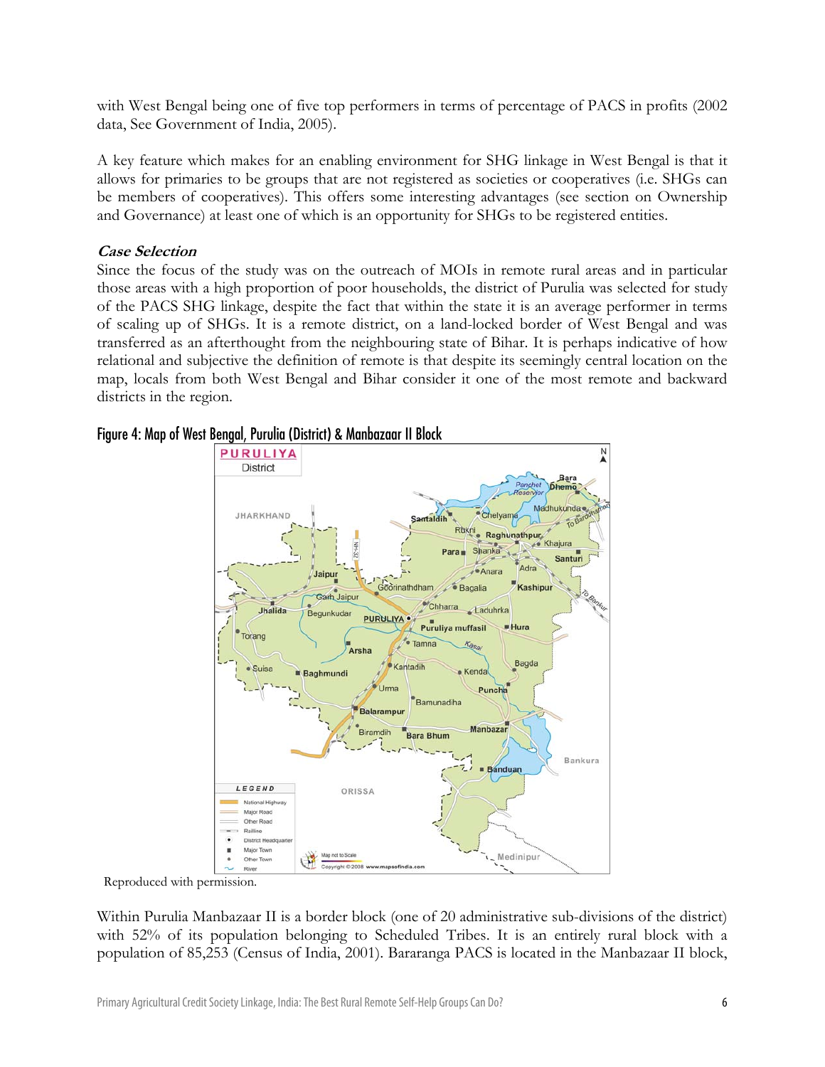with West Bengal being one of five top performers in terms of percentage of PACS in profits (2002 data, See Government of India, 2005).

A key feature which makes for an enabling environment for SHG linkage in West Bengal is that it allows for primaries to be groups that are not registered as societies or cooperatives (i.e. SHGs can be members of cooperatives). This offers some interesting advantages (see section on Ownership and Governance) at least one of which is an opportunity for SHGs to be registered entities.

### *Case Selection*

Since the focus of the study was on the outreach of MOIs in remote rural areas and in particular those areas with a high proportion of poor households, the district of Purulia was selected for study of the PACS SHG linkage, despite the fact that within the state it is an average performer in terms of scaling up of SHGs. It is a remote district, on a land-locked border of West Bengal and was transferred as an afterthought from the neighbouring state of Bihar. It is perhaps indicative of how relational and subjective the definition of remote is that despite its seemingly central location on the map, locals from both West Bengal and Bihar consider it one of the most remote and backward districts in the region.

**Figure 4: Map of West Bengal, Purulia (District) & Manbazaar II Block**

Reproduced with permission.

Within Purulia Manbazaar II is a border block (one of 20 administrative sub-divisions of the district) with 52% of its population belonging to Scheduled Tribes. It is an entirely rural block with a population of 85,253 (Census of India, 2001). Bararanga PACS is located in the Manbazaar II block,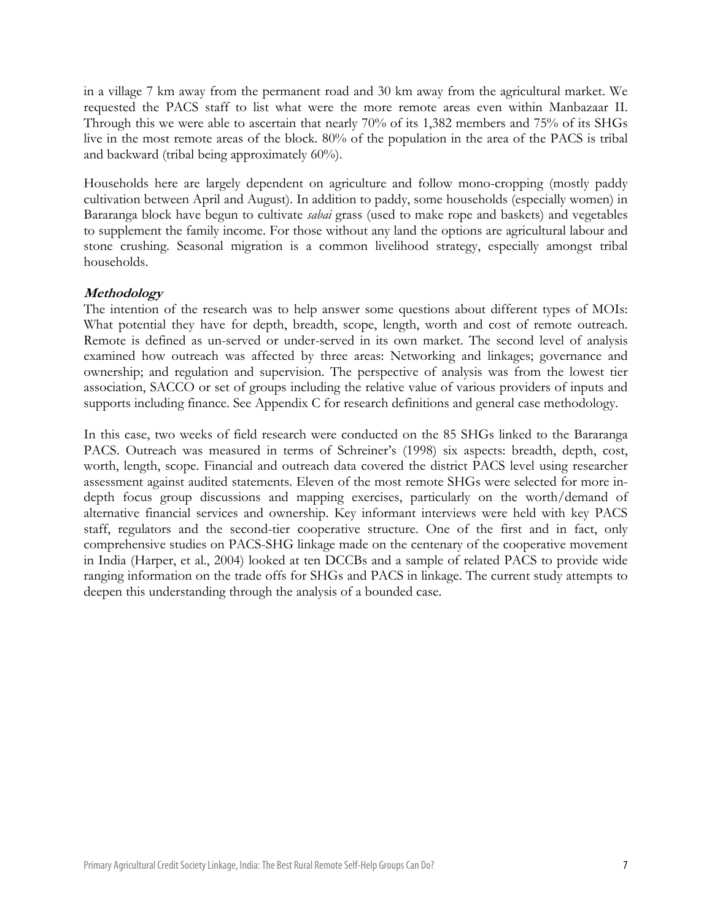in a village 7 km away from the permanent road and 30 km away from the agricultural market. We requested the PACS staff to list what were the more remote areas even within Manbazaar II. Through this we were able to ascertain that nearly 70% of its 1,382 members and 75% of its SHGs live in the most remote areas of the block. 80% of the population in the area of the PACS is tribal and backward (tribal being approximately 60%).

Households here are largely dependent on agriculture and follow mono-cropping (mostly paddy cultivation between April and August). In addition to paddy, some households (especially women) in Bararanga block have begun to cultivate *sabai* grass (used to make rope and baskets) and vegetables to supplement the family income. For those without any land the options are agricultural labour and stone crushing. Seasonal migration is a common livelihood strategy, especially amongst tribal households.

### *Methodology*

The intention of the research was to help answer some questions about different types of MOIs: What potential they have for depth, breadth, scope, length, worth and cost of remote outreach. Remote is defined as un-served or under-served in its own market. The second level of analysis examined how outreach was affected by three areas: Networking and linkages; governance and ownership; and regulation and supervision. The perspective of analysis was from the lowest tier association, SACCO or set of groups including the relative value of various providers of inputs and supports including finance. See Appendix C for research definitions and general case methodology.

In this case, two weeks of field research were conducted on the 85 SHGs linked to the Bararanga PACS. Outreach was measured in terms of Schreiner's (1998) six aspects: breadth, depth, cost, worth, length, scope. Financial and outreach data covered the district PACS level using researcher assessment against audited statements. Eleven of the most remote SHGs were selected for more in-depth focus group discussions and mapping exercises, particularly on the worth/demand of alternative financial services and ownership. Key informant interviews were held with key PACS staff, regulators and the second-tier cooperative structure. One of the first and in fact, only comprehensive studies on PACS-SHG linkage made on the centenary of the cooperative movement in India (Harper, et al., 2004) looked at ten DCCBs and a sample of related PACS to provide wide ranging information on the trade offs for SHGs and PACS in linkage. The current study attempts to deepen this understanding through the analysis of a bounded case.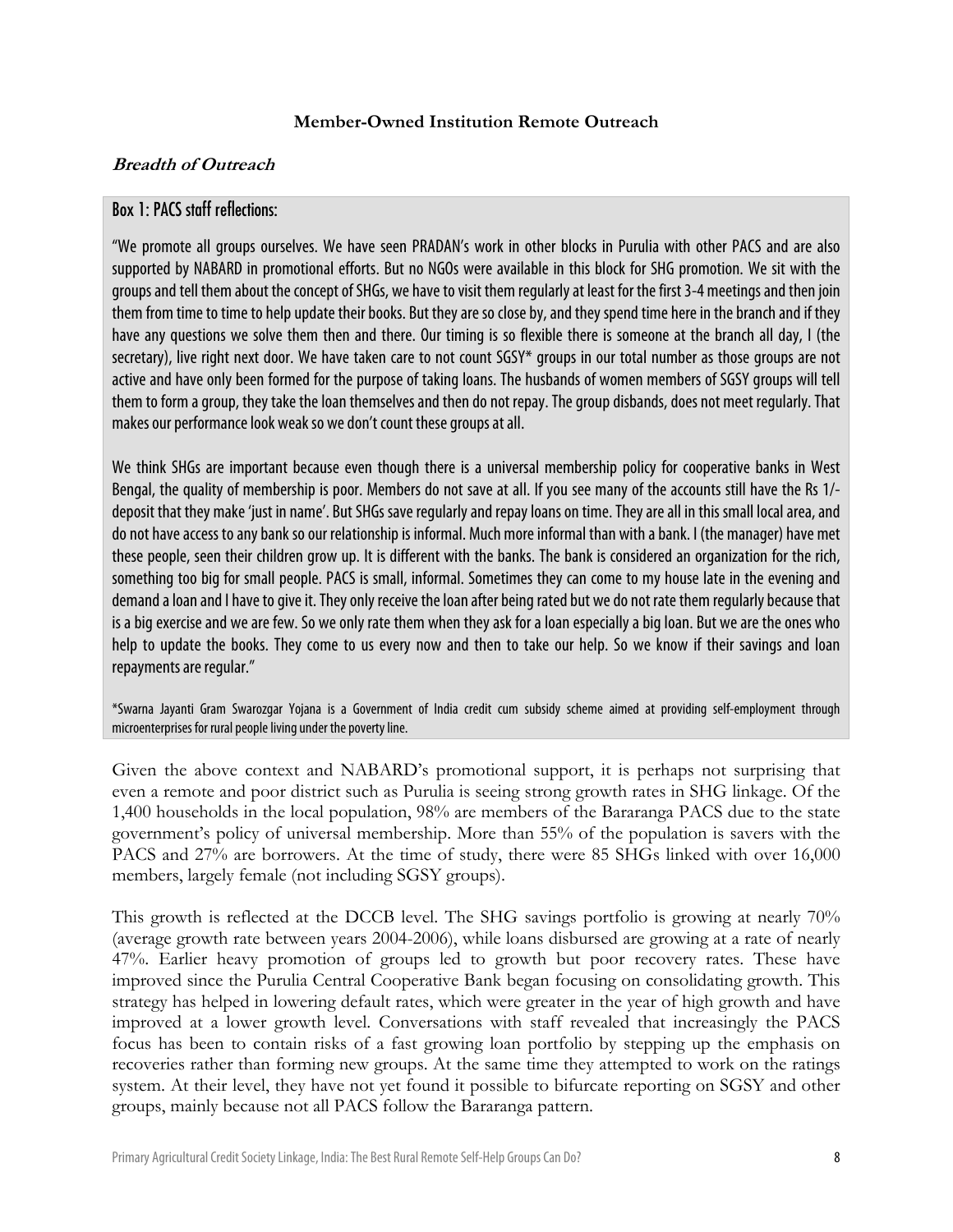**Member-Owned Institution Remote Outreach**

## *Breadth of Outreach*

### Box 1: PACS staff reflections:

"We promote all groups ourselves. We have seen PRADAN's work in other blocks in Purulia with other PACS and are also supported by NABARD in promotional efforts. But no NGOs were available in this block for SHG promotion. We sit with the groups and tell them about the concept of SHGs, we have to visit them regularly at least for the first 3-4 meetings and then join them from time to time to help update their books. But they are so close by, and they spend time here in the branch and if they have any questions we solve them then and there. Our timing is so flexible there is someone at the branch all day, I (the secretary), live right next door. We have taken care to not count SGSY* groups in our total number as those groups are not active and have only been formed for the purpose of taking loans. The husbands of women members of SGSY groups will tell them to form a group, they take the loan themselves and then do not repay. The group disbands, does not meet regularly. That makes our performance look weak so we don't count these groups at all.

We think SHGs are important because even though there is a universal membership policy for cooperative banks in West Bengal, the quality of membership is poor. Members do not save at all. If you see many of the accounts still have the Rs 1/- deposit that they make 'just in name'. But SHGs save regularly and repay loans on time. They are all in this small local area, and do not have access to any bank so our relationship is informal. Much more informal than with a bank. I (the manager) have met these people, seen their children grow up. It is different with the banks. The bank is considered an organization for the rich, something too big for small people. PACS is small, informal. Sometimes they can come to my house late in the evening and demand a loan and I have to give it. They only receive the loan after being rated but we do not rate them regularly because that is a big exercise and we are few. So we only rate them when they ask for a loan especially a big loan. But we are the ones who help to update the books. They come to us every now and then to take our help. So we know if their savings and loan repayments are regular."

*Swarna Jayanti Gram Swarozgar Yojana is a Government of India credit cum subsidy scheme aimed at providing self-employment through microenterprises for rural people living under the poverty line.

Given the above context and NABARD's promotional support, it is perhaps not surprising that even a remote and poor district such as Purulia is seeing strong growth rates in SHG linkage. Of the 1,400 households in the local population, 98% are members of the Bararanga PACS due to the state government's policy of universal membership. More than 55% of the population is savers with the PACS and 27% are borrowers. At the time of study, there were 85 SHGs linked with over 16,000 members, largely female (not including SGSY groups).

This growth is reflected at the DCCB level. The SHG savings portfolio is growing at nearly 70% (average growth rate between years 2004-2006), while loans disbursed are growing at a rate of nearly 47%. Earlier heavy promotion of groups led to growth but poor recovery rates. These have improved since the Purulia Central Cooperative Bank began focusing on consolidating growth. This strategy has helped in lowering default rates, which were greater in the year of high growth and have improved at a lower growth level. Conversations with staff revealed that increasingly the PACS focus has been to contain risks of a fast growing loan portfolio by stepping up the emphasis on recoveries rather than forming new groups. At the same time they attempted to work on the ratings system. At their level, they have not yet found it possible to bifurcate reporting on SGSY and other groups, mainly because not all PACS follow the Bararanga pattern.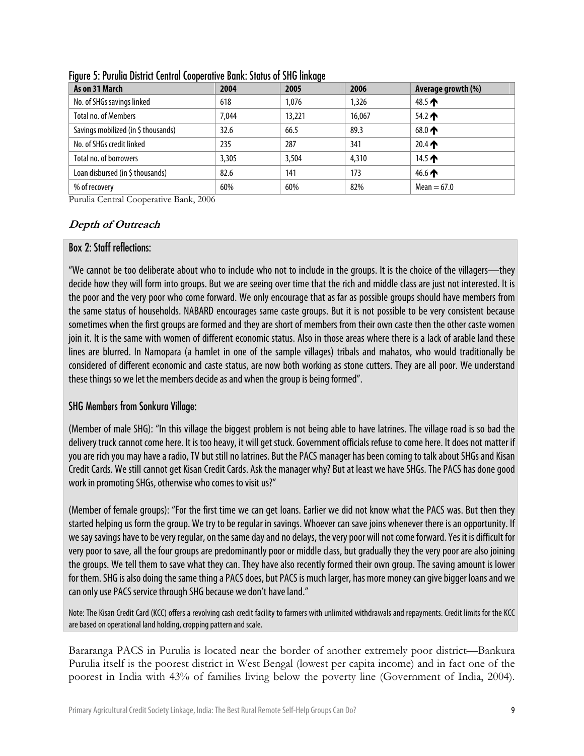Figure 5: Purulia District Central Cooperative Bank: Status of SHG linkage

| As on 31 March | 2004 | 2005 | 2006 | Average growth (%) |
|---|---|---|---|---|
| No. of SHGs savings linked | 618 | 1,076 | 1,326 | 48.5 ↑ |
| Total no. of Members | 7,044 | 13,221 | 16,067 | 54.2 ↑ |
| Savings mobilized (in $ thousands) | 32.6 | 66.5 | 89.3 | 68.0 ↑ |
| No. of SHGs credit linked | 235 | 287 | 341 | 20.4 ↑ |
| Total no. of borrowers | 3,305 | 3,504 | 4,310 | 14.5 ↑ |
| Loan disbursed (in $ thousands) | 82.6 | 141 | 173 | 46.6 ↑ |
| % of recovery | 60% | 60% | 82% | Mean = 67.0 |

Purulia Central Cooperative Bank, 2006

### *Depth of Outreach*

#### Box 2: Staff reflections:

"We cannot be too deliberate about who to include who not to include in the groups. It is the choice of the villagers—they decide how they will form into groups. But we are seeing over time that the rich and middle class are just not interested. It is the poor and the very poor who come forward. We only encourage that as far as possible groups should have members from the same status of households. NABARD encourages same caste groups. But it is not possible to be very consistent because sometimes when the first groups are formed and they are short of members from their own caste then the other caste women join it. It is the same with women of different economic status. Also in those areas where there is a lack of arable land these lines are blurred. In Namopara (a hamlet in one of the sample villages) tribals and mahatos, who would traditionally be considered of different economic and caste status, are now both working as stone cutters. They are all poor. We understand these things so we let the members decide as and when the group is being formed".

#### SHG Members from Sonkura Village:

(Member of male SHG): "In this village the biggest problem is not being able to have latrines. The village road is so bad the delivery truck cannot come here. It is too heavy, it will get stuck. Government officials refuse to come here. It does not matter if you are rich you may have a radio, TV but still no latrines. But the PACS manager has been coming to talk about SHGs and Kisan Credit Cards. We still cannot get Kisan Credit Cards. Ask the manager why? But at least we have SHGs. The PACS has done good work in promoting SHGs, otherwise who comes to visit us?"

(Member of female groups): "For the first time we can get loans. Earlier we did not know what the PACS was. But then they started helping us form the group. We try to be regular in savings. Whoever can save joins whenever there is an opportunity. If we say savings have to be very regular, on the same day and no delays, the very poor will not come forward. Yes it is difficult for very poor to save, all the four groups are predominantly poor or middle class, but gradually they the very poor are also joining the groups. We tell them to save what they can. They have also recently formed their own group. The saving amount is lower for them. SHG is also doing the same thing a PACS does, but PACS is much larger, has more money can give bigger loans and we can only use PACS service through SHG because we don't have land."

Note: The Kisan Credit Card (KCC) offers a revolving cash credit facility to farmers with unlimited withdrawals and repayments. Credit limits for the KCC are based on operational land holding, cropping pattern and scale.

Bararanga PACS in Purulia is located near the border of another extremely poor district—Bankura Purulia itself is the poorest district in West Bengal (lowest per capita income) and in fact one of the poorest in India with 43% of families living below the poverty line (Government of India, 2004).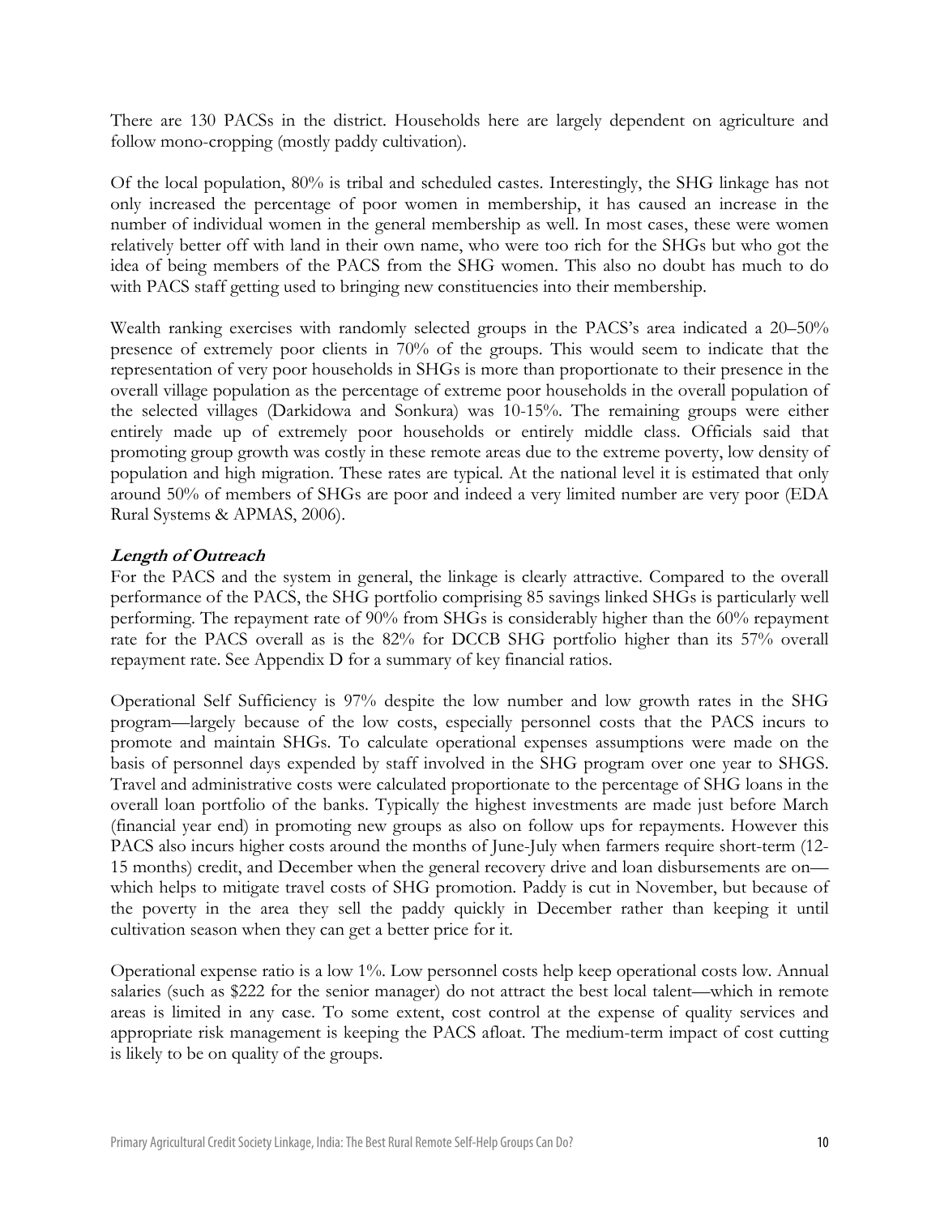There are 130 PACSs in the district. Households here are largely dependent on agriculture and follow mono-cropping (mostly paddy cultivation).

Of the local population, 80% is tribal and scheduled castes. Interestingly, the SHG linkage has not only increased the percentage of poor women in membership, it has caused an increase in the number of individual women in the general membership as well. In most cases, these were women relatively better off with land in their own name, who were too rich for the SHGs but who got the idea of being members of the PACS from the SHG women. This also no doubt has much to do with PACS staff getting used to bringing new constituencies into their membership.

Wealth ranking exercises with randomly selected groups in the PACS's area indicated a 20–50% presence of extremely poor clients in 70% of the groups. This would seem to indicate that the representation of very poor households in SHGs is more than proportionate to their presence in the overall village population as the percentage of extreme poor households in the overall population of the selected villages (Darkidowa and Sonkura) was 10-15%. The remaining groups were either entirely made up of extremely poor households or entirely middle class. Officials said that promoting group growth was costly in these remote areas due to the extreme poverty, low density of population and high migration. These rates are typical. At the national level it is estimated that only around 50% of members of SHGs are poor and indeed a very limited number are very poor (EDA Rural Systems & APMAS, 2006).

### *Length of Outreach*

For the PACS and the system in general, the linkage is clearly attractive. Compared to the overall performance of the PACS, the SHG portfolio comprising 85 savings linked SHGs is particularly well performing. The repayment rate of 90% from SHGs is considerably higher than the 60% repayment rate for the PACS overall as is the 82% for DCCB SHG portfolio higher than its 57% overall repayment rate. See Appendix D for a summary of key financial ratios.

Operational Self Sufficiency is 97% despite the low number and low growth rates in the SHG program—largely because of the low costs, especially personnel costs that the PACS incurs to promote and maintain SHGs. To calculate operational expenses assumptions were made on the basis of personnel days expended by staff involved in the SHG program over one year to SHGS. Travel and administrative costs were calculated proportionate to the percentage of SHG loans in the overall loan portfolio of the banks. Typically the highest investments are made just before March (financial year end) in promoting new groups as also on follow ups for repayments. However this PACS also incurs higher costs around the months of June-July when farmers require short-term (12-15 months) credit, and December when the general recovery drive and loan disbursements are on—which helps to mitigate travel costs of SHG promotion. Paddy is cut in November, but because of the poverty in the area they sell the paddy quickly in December rather than keeping it until cultivation season when they can get a better price for it.

Operational expense ratio is a low 1%. Low personnel costs help keep operational costs low. Annual salaries (such as $222 for the senior manager) do not attract the best local talent—which in remote areas is limited in any case. To some extent, cost control at the expense of quality services and appropriate risk management is keeping the PACS afloat. The medium-term impact of cost cutting is likely to be on quality of the groups.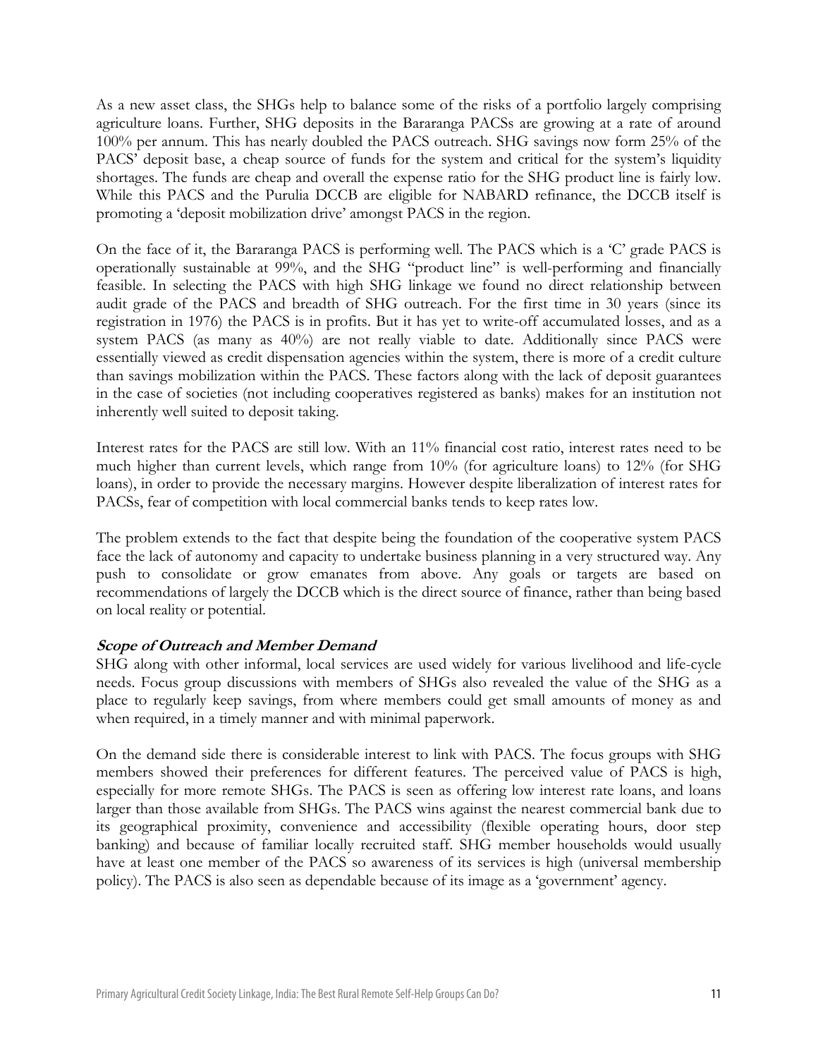As a new asset class, the SHGs help to balance some of the risks of a portfolio largely comprising agriculture loans. Further, SHG deposits in the Bararanga PACSs are growing at a rate of around 100% per annum. This has nearly doubled the PACS outreach. SHG savings now form 25% of the PACS' deposit base, a cheap source of funds for the system and critical for the system's liquidity shortages. The funds are cheap and overall the expense ratio for the SHG product line is fairly low. While this PACS and the Purulia DCCB are eligible for NABARD refinance, the DCCB itself is promoting a 'deposit mobilization drive' amongst PACS in the region.

On the face of it, the Bararanga PACS is performing well. The PACS which is a 'C' grade PACS is operationally sustainable at 99%, and the SHG "product line" is well-performing and financially feasible. In selecting the PACS with high SHG linkage we found no direct relationship between audit grade of the PACS and breadth of SHG outreach. For the first time in 30 years (since its registration in 1976) the PACS is in profits. But it has yet to write-off accumulated losses, and as a system PACS (as many as 40%) are not really viable to date. Additionally since PACS were essentially viewed as credit dispensation agencies within the system, there is more of a credit culture than savings mobilization within the PACS. These factors along with the lack of deposit guarantees in the case of societies (not including cooperatives registered as banks) makes for an institution not inherently well suited to deposit taking.

Interest rates for the PACS are still low. With an 11% financial cost ratio, interest rates need to be much higher than current levels, which range from 10% (for agriculture loans) to 12% (for SHG loans), in order to provide the necessary margins. However despite liberalization of interest rates for PACSs, fear of competition with local commercial banks tends to keep rates low.

The problem extends to the fact that despite being the foundation of the cooperative system PACS face the lack of autonomy and capacity to undertake business planning in a very structured way. Any push to consolidate or grow emanates from above. Any goals or targets are based on recommendations of largely the DCCB which is the direct source of finance, rather than being based on local reality or potential.

#### ***Scope of Outreach and Member Demand***

SHG along with other informal, local services are used widely for various livelihood and life-cycle needs. Focus group discussions with members of SHGs also revealed the value of the SHG as a place to regularly keep savings, from where members could get small amounts of money as and when required, in a timely manner and with minimal paperwork.

On the demand side there is considerable interest to link with PACS. The focus groups with SHG members showed their preferences for different features. The perceived value of PACS is high, especially for more remote SHGs. The PACS is seen as offering low interest rate loans, and loans larger than those available from SHGs. The PACS wins against the nearest commercial bank due to its geographical proximity, convenience and accessibility (flexible operating hours, door step banking) and because of familiar locally recruited staff. SHG member households would usually have at least one member of the PACS so awareness of its services is high (universal membership policy). The PACS is also seen as dependable because of its image as a 'government' agency.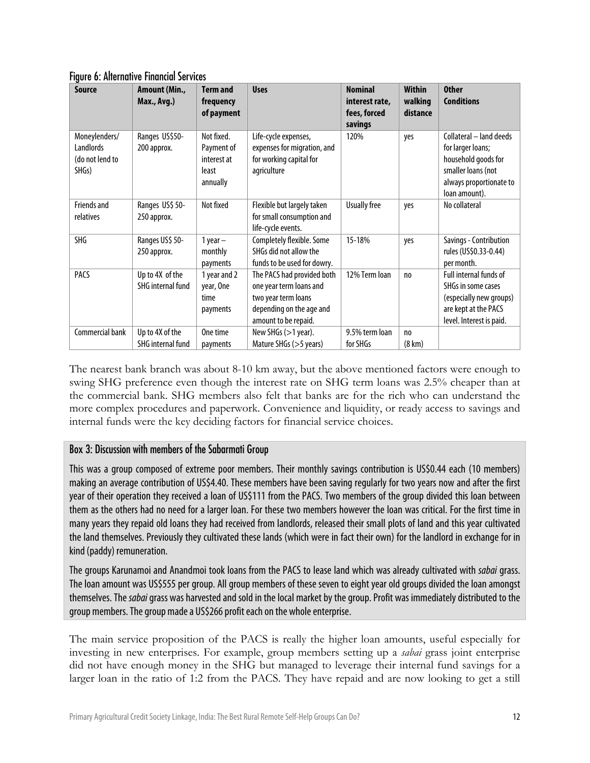Figure 6: Alternative Financial Services

| Source | Amount (Min., Max., Avg.) | Term and frequency of payment | Uses | Nominal interest rate, fees, forced savings | Within walking distance | Other Conditions |
|---|---|---|---|---|---|---|
| Moneylenders/ Landlords (do not lend to SHGs) | Ranges US$50-200 approx. | Not fixed. Payment of interest at least annually | Life-cycle expenses, expenses for migration, and for working capital for agriculture | 120% | yes | Collateral – land deeds for larger loans; household goods for smaller loans (not always proportionate to loan amount). |
| Friends and relatives | Ranges US$ 50-250 approx. | Not fixed | Flexible but largely taken for small consumption and life-cycle events. | Usually free | yes | No collateral |
| SHG | Ranges US$ 50-250 approx. | 1 year – monthly payments | Completely flexible. Some SHGs did not allow the funds to be used for dowry. | 15-18% | yes | Savings - Contribution rules (US$0.33-0.44) per month. |
| PACS | Up to 4X of the SHG internal fund | 1 year and 2 year, One time payments | The PACS had provided both one year term loans and two year term loans depending on the age and amount to be repaid. | 12% Term loan | no | Full internal funds of SHGs in some cases (especially new groups) are kept at the PACS level. Interest is paid. |
| Commercial bank | Up to 4X of the SHG internal fund | One time payments | New SHGs (>1 year). Mature SHGs (>5 years) | 9.5% term loan for SHGs | no (8 km) | |

The nearest bank branch was about 8-10 km away, but the above mentioned factors were enough to swing SHG preference even though the interest rate on SHG term loans was 2.5% cheaper than at the commercial bank. SHG members also felt that banks are for the rich who can understand the more complex procedures and paperwork. Convenience and liquidity, or ready access to savings and internal funds were the key deciding factors for financial service choices.

### Box 3: Discussion with members of the Sabarmati Group

This was a group composed of extreme poor members. Their monthly savings contribution is US$0.44 each (10 members) making an average contribution of US$4.40. These members have been saving regularly for two years now and after the first year of their operation they received a loan of US$111 from the PACS. Two members of the group divided this loan between them as the others had no need for a larger loan. For these two members however the loan was critical. For the first time in many years they repaid old loans they had received from landlords, released their small plots of land and this year cultivated the land themselves. Previously they cultivated these lands (which were in fact their own) for the landlord in exchange for in kind (paddy) remuneration.

The groups Karunamoi and Anandmoi took loans from the PACS to lease land which was already cultivated with *sabai* grass. The loan amount was US$555 per group. All group members of these seven to eight year old groups divided the loan amongst themselves. The *sabai* grass was harvested and sold in the local market by the group. Profit was immediately distributed to the group members. The group made a US$266 profit each on the whole enterprise.

The main service proposition of the PACS is really the higher loan amounts, useful especially for investing in new enterprises. For example, group members setting up a *sabai* grass joint enterprise did not have enough money in the SHG but managed to leverage their internal fund savings for a larger loan in the ratio of 1:2 from the PACS. They have repaid and are now looking to get a still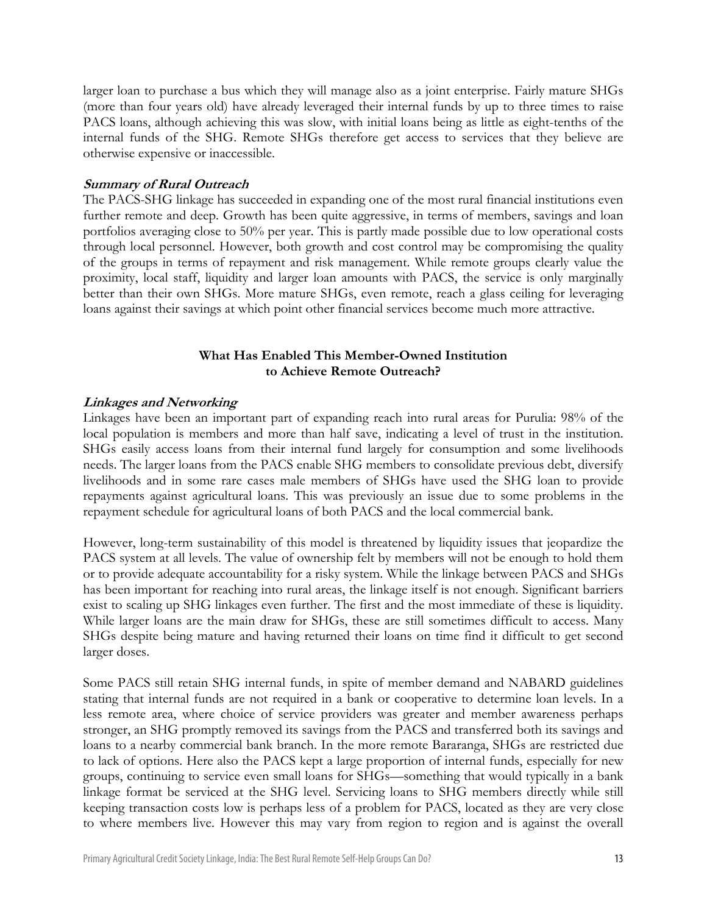larger loan to purchase a bus which they will manage also as a joint enterprise. Fairly mature SHGs (more than four years old) have already leveraged their internal funds by up to three times to raise PACS loans, although achieving this was slow, with initial loans being as little as eight-tenths of the internal funds of the SHG. Remote SHGs therefore get access to services that they believe are otherwise expensive or inaccessible.

***Summary of Rural Outreach***

The PACS-SHG linkage has succeeded in expanding one of the most rural financial institutions even further remote and deep. Growth has been quite aggressive, in terms of members, savings and loan portfolios averaging close to 50% per year. This is partly made possible due to low operational costs through local personnel. However, both growth and cost control may be compromising the quality of the groups in terms of repayment and risk management. While remote groups clearly value the proximity, local staff, liquidity and larger loan amounts with PACS, the service is only marginally better than their own SHGs. More mature SHGs, even remote, reach a glass ceiling for leveraging loans against their savings at which point other financial services become much more attractive.

## What Has Enabled This Member-Owned Institution to Achieve Remote Outreach?

***Linkages and Networking***

Linkages have been an important part of expanding reach into rural areas for Purulia: 98% of the local population is members and more than half save, indicating a level of trust in the institution. SHGs easily access loans from their internal fund largely for consumption and some livelihoods needs. The larger loans from the PACS enable SHG members to consolidate previous debt, diversify livelihoods and in some rare cases male members of SHGs have used the SHG loan to provide repayments against agricultural loans. This was previously an issue due to some problems in the repayment schedule for agricultural loans of both PACS and the local commercial bank.

However, long-term sustainability of this model is threatened by liquidity issues that jeopardize the PACS system at all levels. The value of ownership felt by members will not be enough to hold them or to provide adequate accountability for a risky system. While the linkage between PACS and SHGs has been important for reaching into rural areas, the linkage itself is not enough. Significant barriers exist to scaling up SHG linkages even further. The first and the most immediate of these is liquidity. While larger loans are the main draw for SHGs, these are still sometimes difficult to access. Many SHGs despite being mature and having returned their loans on time find it difficult to get second larger doses.

Some PACS still retain SHG internal funds, in spite of member demand and NABARD guidelines stating that internal funds are not required in a bank or cooperative to determine loan levels. In a less remote area, where choice of service providers was greater and member awareness perhaps stronger, an SHG promptly removed its savings from the PACS and transferred both its savings and loans to a nearby commercial bank branch. In the more remote Bararanga, SHGs are restricted due to lack of options. Here also the PACS kept a large proportion of internal funds, especially for new groups, continuing to service even small loans for SHGs—something that would typically in a bank linkage format be serviced at the SHG level. Servicing loans to SHG members directly while still keeping transaction costs low is perhaps less of a problem for PACS, located as they are very close to where members live. However this may vary from region to region and is against the overall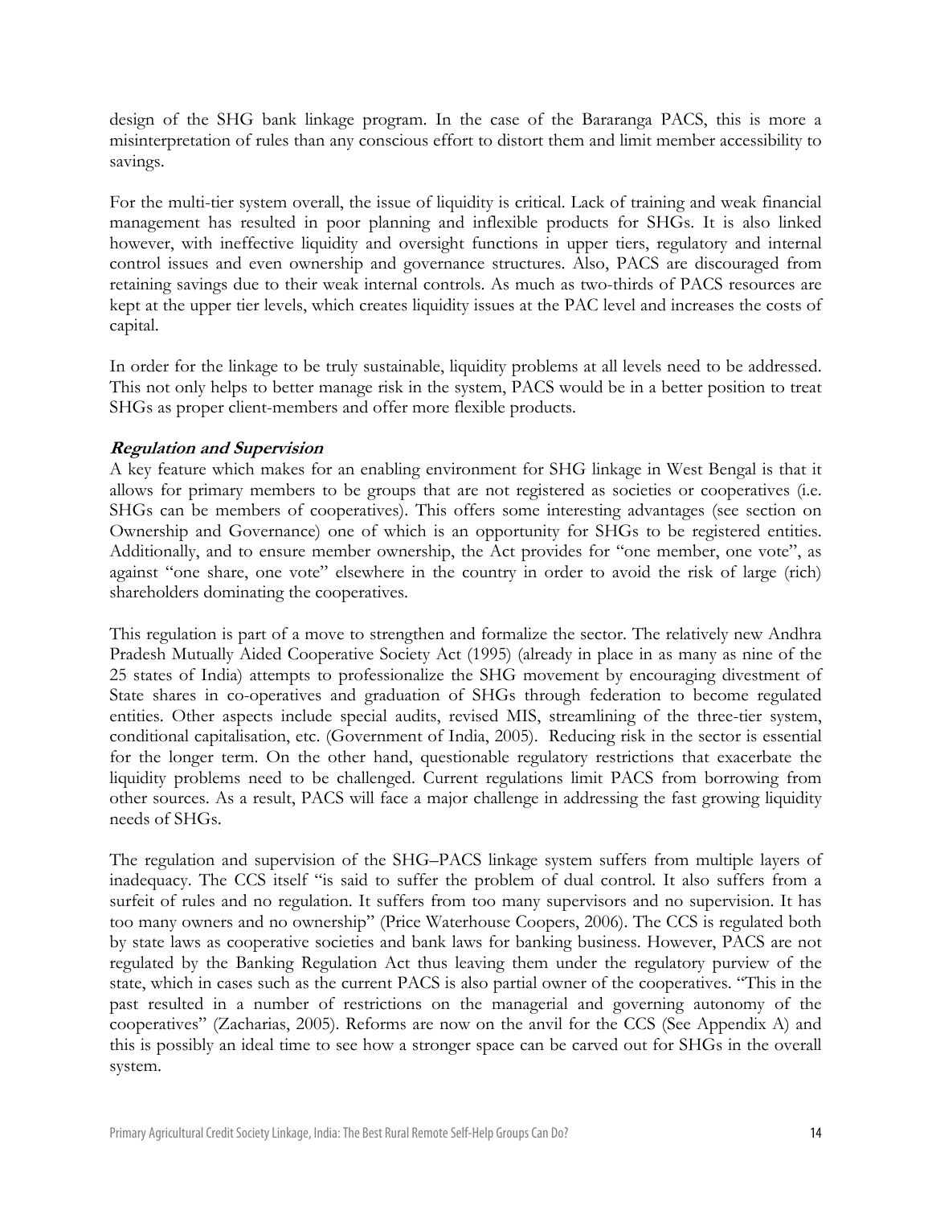design of the SHG bank linkage program. In the case of the Bararanga PACS, this is more a misinterpretation of rules than any conscious effort to distort them and limit member accessibility to savings.

For the multi-tier system overall, the issue of liquidity is critical. Lack of training and weak financial management has resulted in poor planning and inflexible products for SHGs. It is also linked however, with ineffective liquidity and oversight functions in upper tiers, regulatory and internal control issues and even ownership and governance structures. Also, PACS are discouraged from retaining savings due to their weak internal controls. As much as two-thirds of PACS resources are kept at the upper tier levels, which creates liquidity issues at the PAC level and increases the costs of capital.

In order for the linkage to be truly sustainable, liquidity problems at all levels need to be addressed. This not only helps to better manage risk in the system, PACS would be in a better position to treat SHGs as proper client-members and offer more flexible products.

### *Regulation and Supervision*

A key feature which makes for an enabling environment for SHG linkage in West Bengal is that it allows for primary members to be groups that are not registered as societies or cooperatives (i.e. SHGs can be members of cooperatives). This offers some interesting advantages (see section on Ownership and Governance) one of which is an opportunity for SHGs to be registered entities. Additionally, and to ensure member ownership, the Act provides for "one member, one vote", as against "one share, one vote" elsewhere in the country in order to avoid the risk of large (rich) shareholders dominating the cooperatives.

This regulation is part of a move to strengthen and formalize the sector. The relatively new Andhra Pradesh Mutually Aided Cooperative Society Act (1995) (already in place in as many as nine of the 25 states of India) attempts to professionalize the SHG movement by encouraging divestment of State shares in co-operatives and graduation of SHGs through federation to become regulated entities. Other aspects include special audits, revised MIS, streamlining of the three-tier system, conditional capitalisation, etc. (Government of India, 2005). Reducing risk in the sector is essential for the longer term. On the other hand, questionable regulatory restrictions that exacerbate the liquidity problems need to be challenged. Current regulations limit PACS from borrowing from other sources. As a result, PACS will face a major challenge in addressing the fast growing liquidity needs of SHGs.

The regulation and supervision of the SHG–PACS linkage system suffers from multiple layers of inadequacy. The CCS itself "is said to suffer the problem of dual control. It also suffers from a surfeit of rules and no regulation. It suffers from too many supervisors and no supervision. It has too many owners and no ownership" (Price Waterhouse Coopers, 2006). The CCS is regulated both by state laws as cooperative societies and bank laws for banking business. However, PACS are not regulated by the Banking Regulation Act thus leaving them under the regulatory purview of the state, which in cases such as the current PACS is also partial owner of the cooperatives. "This in the past resulted in a number of restrictions on the managerial and governing autonomy of the cooperatives" (Zacharias, 2005). Reforms are now on the anvil for the CCS (See Appendix A) and this is possibly an ideal time to see how a stronger space can be carved out for SHGs in the overall system.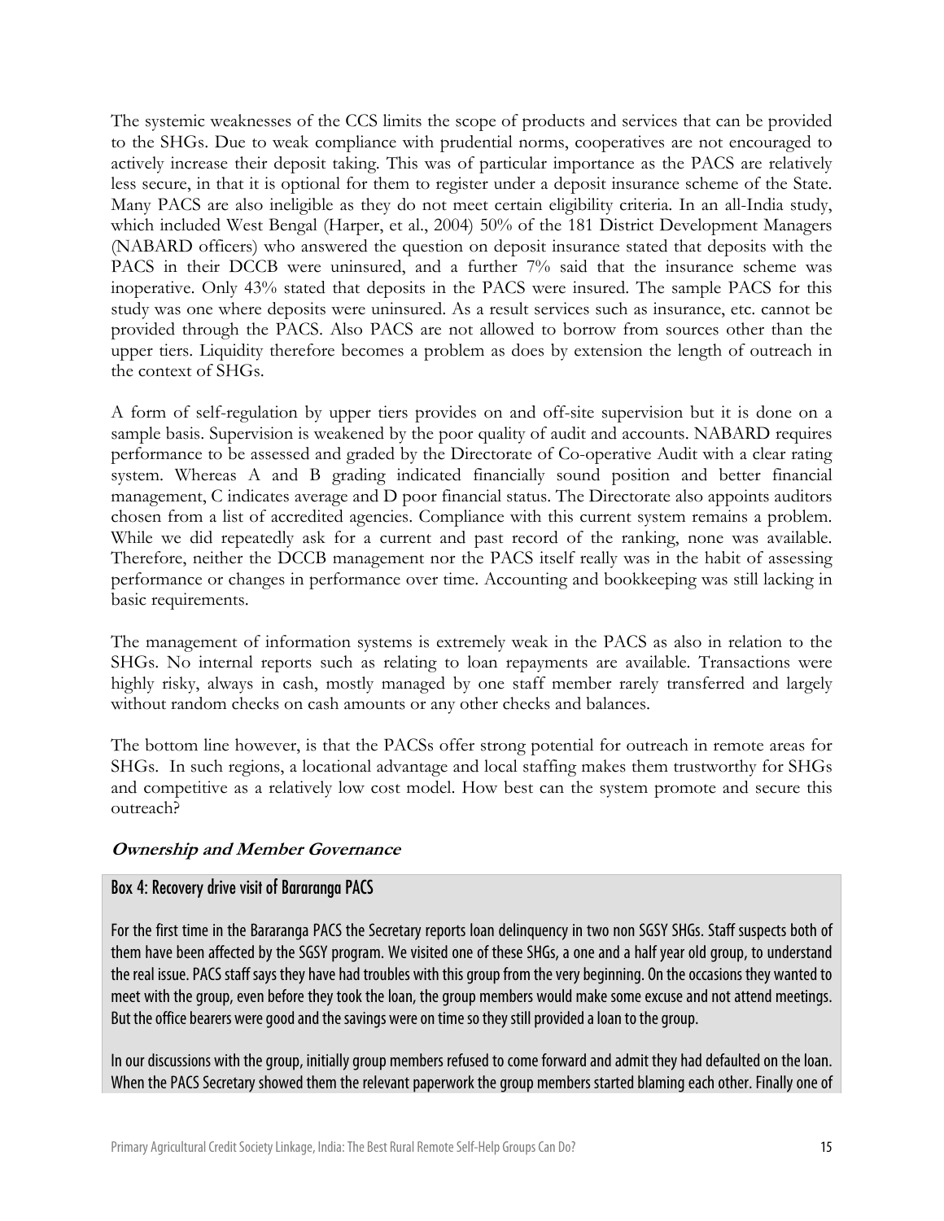The systemic weaknesses of the CCS limits the scope of products and services that can be provided to the SHGs. Due to weak compliance with prudential norms, cooperatives are not encouraged to actively increase their deposit taking. This was of particular importance as the PACS are relatively less secure, in that it is optional for them to register under a deposit insurance scheme of the State. Many PACS are also ineligible as they do not meet certain eligibility criteria. In an all-India study, which included West Bengal (Harper, et al., 2004) 50% of the 181 District Development Managers (NABARD officers) who answered the question on deposit insurance stated that deposits with the PACS in their DCCB were uninsured, and a further 7% said that the insurance scheme was inoperative. Only 43% stated that deposits in the PACS were insured. The sample PACS for this study was one where deposits were uninsured. As a result services such as insurance, etc. cannot be provided through the PACS. Also PACS are not allowed to borrow from sources other than the upper tiers. Liquidity therefore becomes a problem as does by extension the length of outreach in the context of SHGs.

A form of self-regulation by upper tiers provides on and off-site supervision but it is done on a sample basis. Supervision is weakened by the poor quality of audit and accounts. NABARD requires performance to be assessed and graded by the Directorate of Co-operative Audit with a clear rating system. Whereas A and B grading indicated financially sound position and better financial management, C indicates average and D poor financial status. The Directorate also appoints auditors chosen from a list of accredited agencies. Compliance with this current system remains a problem. While we did repeatedly ask for a current and past record of the ranking, none was available. Therefore, neither the DCCB management nor the PACS itself really was in the habit of assessing performance or changes in performance over time. Accounting and bookkeeping was still lacking in basic requirements.

The management of information systems is extremely weak in the PACS as also in relation to the SHGs. No internal reports such as relating to loan repayments are available. Transactions were highly risky, always in cash, mostly managed by one staff member rarely transferred and largely without random checks on cash amounts or any other checks and balances.

The bottom line however, is that the PACSs offer strong potential for outreach in remote areas for SHGs. In such regions, a locational advantage and local staffing makes them trustworthy for SHGs and competitive as a relatively low cost model. How best can the system promote and secure this outreach?

### ***Ownership and Member Governance***

**Box 4: Recovery drive visit of Bararanga PACS**

For the first time in the Bararanga PACS the Secretary reports loan delinquency in two non SGSY SHGs. Staff suspects both of them have been affected by the SGSY program. We visited one of these SHGs, a one and a half year old group, to understand the real issue. PACS staff says they have had troubles with this group from the very beginning. On the occasions they wanted to meet with the group, even before they took the loan, the group members would make some excuse and not attend meetings. But the office bearers were good and the savings were on time so they still provided a loan to the group.

In our discussions with the group, initially group members refused to come forward and admit they had defaulted on the loan. When the PACS Secretary showed them the relevant paperwork the group members started blaming each other. Finally one of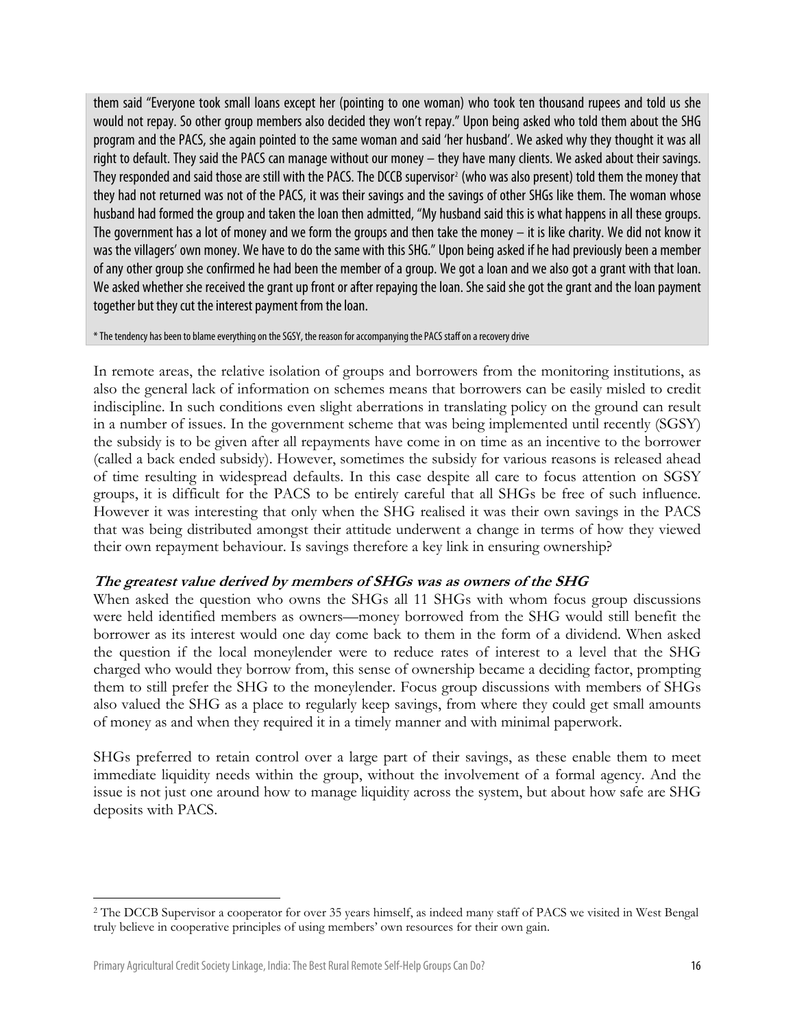them said "Everyone took small loans except her (pointing to one woman) who took ten thousand rupees and told us she would not repay. So other group members also decided they won't repay." Upon being asked who told them about the SHG program and the PACS, she again pointed to the same woman and said 'her husband'. We asked why they thought it was all right to default. They said the PACS can manage without our money – they have many clients. We asked about their savings. They responded and said those are still with the PACS. The DCCB supervisor[2] (who was also present) told them the money that they had not returned was not of the PACS, it was their savings and the savings of other SHGs like them. The woman whose husband had formed the group and taken the loan then admitted, "My husband said this is what happens in all these groups. The government has a lot of money and we form the groups and then take the money – it is like charity. We did not know it was the villagers' own money. We have to do the same with this SHG." Upon being asked if he had previously been a member of any other group she confirmed he had been the member of a group. We got a loan and we also got a grant with that loan. We asked whether she received the grant up front or after repaying the loan. She said she got the grant and the loan payment together but they cut the interest payment from the loan.

* The tendency has been to blame everything on the SGSY, the reason for accompanying the PACS staff on a recovery drive

In remote areas, the relative isolation of groups and borrowers from the monitoring institutions, as also the general lack of information on schemes means that borrowers can be easily misled to credit indiscipline. In such conditions even slight aberrations in translating policy on the ground can result in a number of issues. In the government scheme that was being implemented until recently (SGSY) the subsidy is to be given after all repayments have come in on time as an incentive to the borrower (called a back ended subsidy). However, sometimes the subsidy for various reasons is released ahead of time resulting in widespread defaults. In this case despite all care to focus attention on SGSY groups, it is difficult for the PACS to be entirely careful that all SHGs be free of such influence. However it was interesting that only when the SHG realised it was their own savings in the PACS that was being distributed amongst their attitude underwent a change in terms of how they viewed their own repayment behaviour. Is savings therefore a key link in ensuring ownership?

***The greatest value derived by members of SHGs was as owners of the SHG***

When asked the question who owns the SHGs all 11 SHGs with whom focus group discussions were held identified members as owners—money borrowed from the SHG would still benefit the borrower as its interest would one day come back to them in the form of a dividend. When asked the question if the local moneylender were to reduce rates of interest to a level that the SHG charged who would they borrow from, this sense of ownership became a deciding factor, prompting them to still prefer the SHG to the moneylender. Focus group discussions with members of SHGs also valued the SHG as a place to regularly keep savings, from where they could get small amounts of money as and when they required it in a timely manner and with minimal paperwork.

SHGs preferred to retain control over a large part of their savings, as these enable them to meet immediate liquidity needs within the group, without the involvement of a formal agency. And the issue is not just one around how to manage liquidity across the system, but about how safe are SHG deposits with PACS.

[2] The DCCB Supervisor a cooperator for over 35 years himself, as indeed many staff of PACS we visited in West Bengal truly believe in cooperative principles of using members' own resources for their own gain.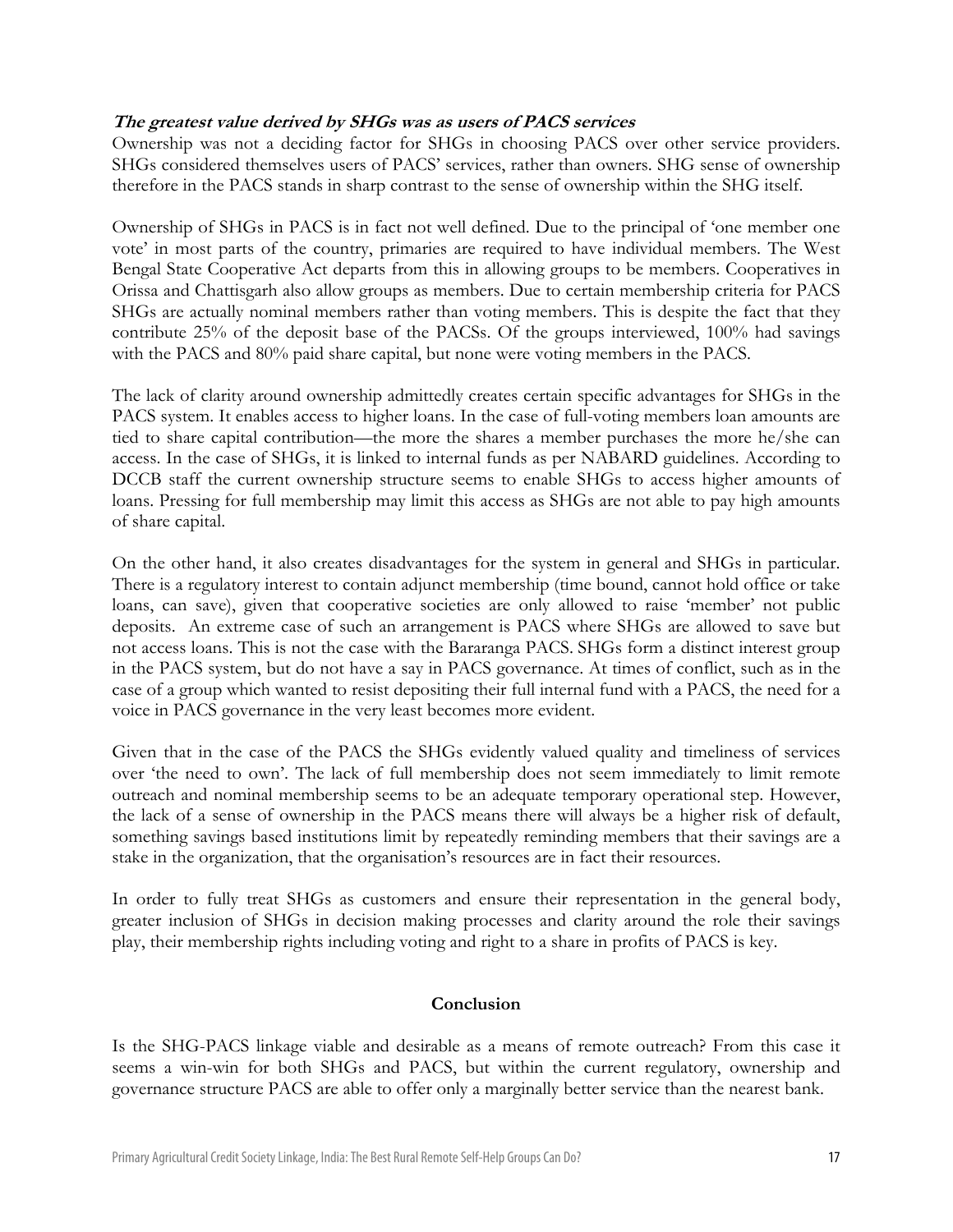***The greatest value derived by SHGs was as users of PACS services***

Ownership was not a deciding factor for SHGs in choosing PACS over other service providers. SHGs considered themselves users of PACS' services, rather than owners. SHG sense of ownership therefore in the PACS stands in sharp contrast to the sense of ownership within the SHG itself.

Ownership of SHGs in PACS is in fact not well defined. Due to the principal of 'one member one vote' in most parts of the country, primaries are required to have individual members. The West Bengal State Cooperative Act departs from this in allowing groups to be members. Cooperatives in Orissa and Chattisgarh also allow groups as members. Due to certain membership criteria for PACS SHGs are actually nominal members rather than voting members. This is despite the fact that they contribute 25% of the deposit base of the PACSs. Of the groups interviewed, 100% had savings with the PACS and 80% paid share capital, but none were voting members in the PACS.

The lack of clarity around ownership admittedly creates certain specific advantages for SHGs in the PACS system. It enables access to higher loans. In the case of full-voting members loan amounts are tied to share capital contribution—the more the shares a member purchases the more he/she can access. In the case of SHGs, it is linked to internal funds as per NABARD guidelines. According to DCCB staff the current ownership structure seems to enable SHGs to access higher amounts of loans. Pressing for full membership may limit this access as SHGs are not able to pay high amounts of share capital.

On the other hand, it also creates disadvantages for the system in general and SHGs in particular. There is a regulatory interest to contain adjunct membership (time bound, cannot hold office or take loans, can save), given that cooperative societies are only allowed to raise 'member' not public deposits. An extreme case of such an arrangement is PACS where SHGs are allowed to save but not access loans. This is not the case with the Bararanga PACS. SHGs form a distinct interest group in the PACS system, but do not have a say in PACS governance. At times of conflict, such as in the case of a group which wanted to resist depositing their full internal fund with a PACS, the need for a voice in PACS governance in the very least becomes more evident.

Given that in the case of the PACS the SHGs evidently valued quality and timeliness of services over 'the need to own'. The lack of full membership does not seem immediately to limit remote outreach and nominal membership seems to be an adequate temporary operational step. However, the lack of a sense of ownership in the PACS means there will always be a higher risk of default, something savings based institutions limit by repeatedly reminding members that their savings are a stake in the organization, that the organisation's resources are in fact their resources.

In order to fully treat SHGs as customers and ensure their representation in the general body, greater inclusion of SHGs in decision making processes and clarity around the role their savings play, their membership rights including voting and right to a share in profits of PACS is key.

## Conclusion

Is the SHG-PACS linkage viable and desirable as a means of remote outreach? From this case it seems a win-win for both SHGs and PACS, but within the current regulatory, ownership and governance structure PACS are able to offer only a marginally better service than the nearest bank.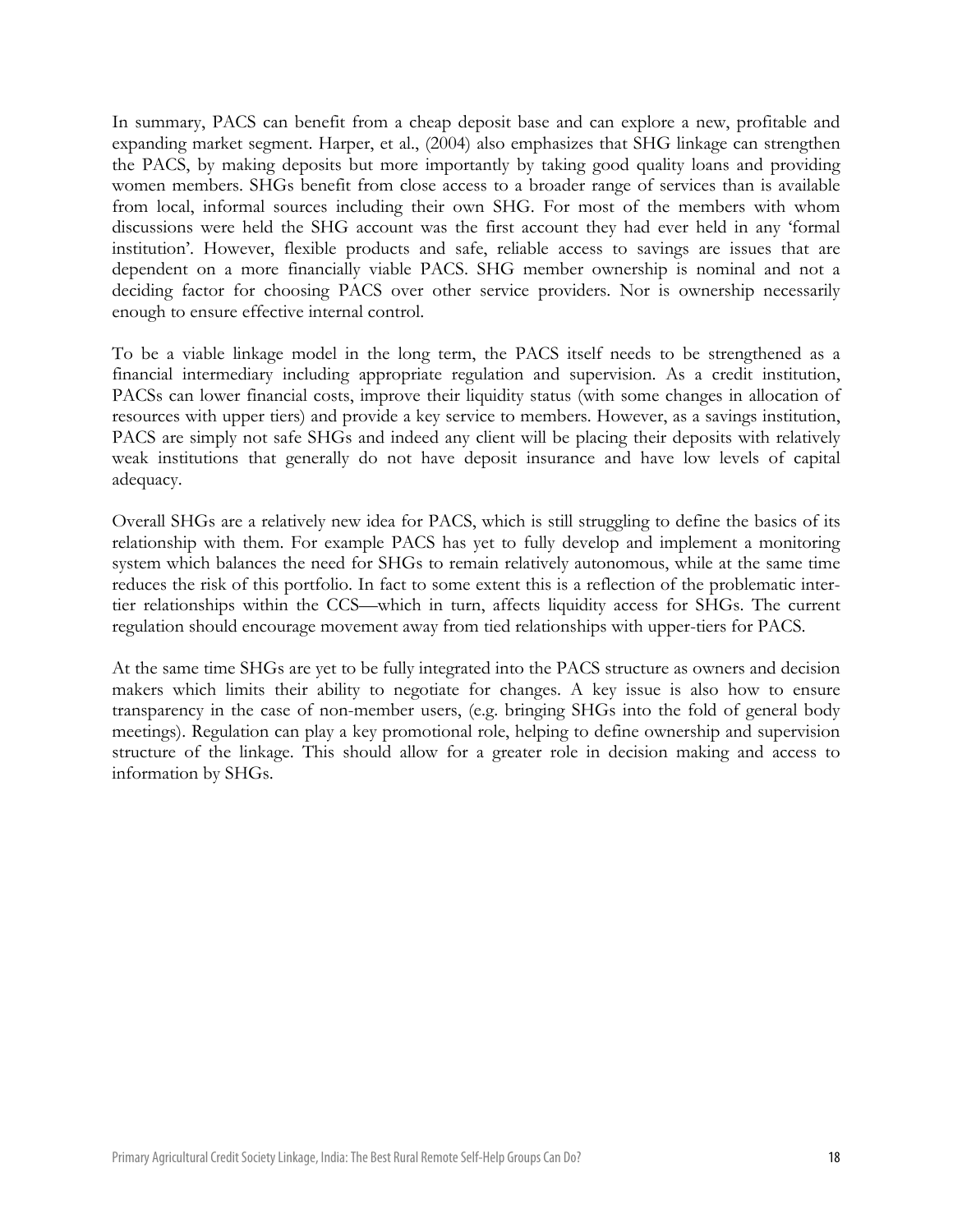In summary, PACS can benefit from a cheap deposit base and can explore a new, profitable and expanding market segment. Harper, et al., (2004) also emphasizes that SHG linkage can strengthen the PACS, by making deposits but more importantly by taking good quality loans and providing women members. SHGs benefit from close access to a broader range of services than is available from local, informal sources including their own SHG. For most of the members with whom discussions were held the SHG account was the first account they had ever held in any 'formal institution'. However, flexible products and safe, reliable access to savings are issues that are dependent on a more financially viable PACS. SHG member ownership is nominal and not a deciding factor for choosing PACS over other service providers. Nor is ownership necessarily enough to ensure effective internal control.

To be a viable linkage model in the long term, the PACS itself needs to be strengthened as a financial intermediary including appropriate regulation and supervision. As a credit institution, PACSs can lower financial costs, improve their liquidity status (with some changes in allocation of resources with upper tiers) and provide a key service to members. However, as a savings institution, PACS are simply not safe SHGs and indeed any client will be placing their deposits with relatively weak institutions that generally do not have deposit insurance and have low levels of capital adequacy.

Overall SHGs are a relatively new idea for PACS, which is still struggling to define the basics of its relationship with them. For example PACS has yet to fully develop and implement a monitoring system which balances the need for SHGs to remain relatively autonomous, while at the same time reduces the risk of this portfolio. In fact to some extent this is a reflection of the problematic inter-tier relationships within the CCS—which in turn, affects liquidity access for SHGs. The current regulation should encourage movement away from tied relationships with upper-tiers for PACS.

At the same time SHGs are yet to be fully integrated into the PACS structure as owners and decision makers which limits their ability to negotiate for changes. A key issue is also how to ensure transparency in the case of non-member users, (e.g. bringing SHGs into the fold of general body meetings). Regulation can play a key promotional role, helping to define ownership and supervision structure of the linkage. This should allow for a greater role in decision making and access to information by SHGs.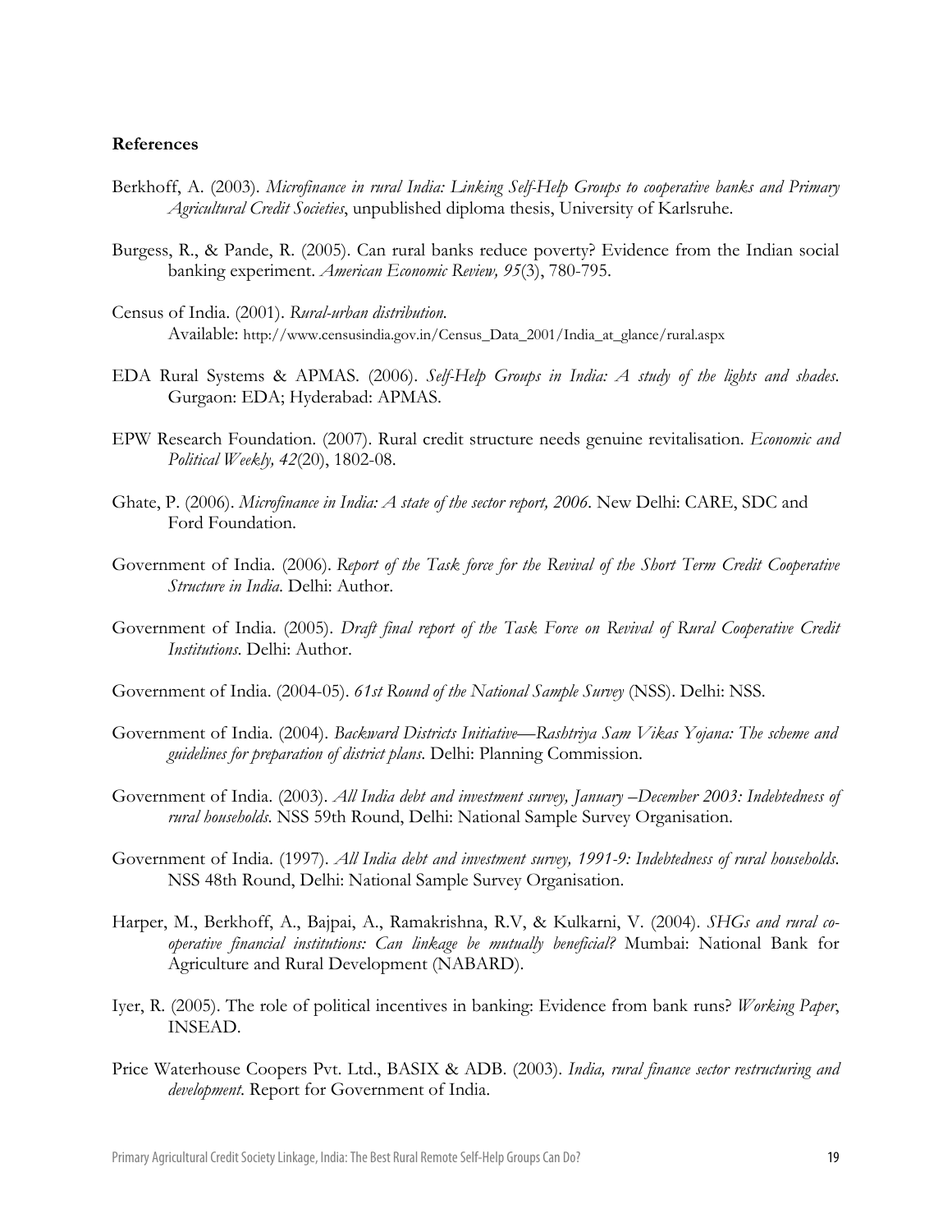## References

Berkhoff, A. (2003). *Microfinance in rural India: Linking Self-Help Groups to cooperative banks and Primary Agricultural Credit Societies*, unpublished diploma thesis, University of Karlsruhe.

Burgess, R., & Pande, R. (2005). Can rural banks reduce poverty? Evidence from the Indian social banking experiment. *American Economic Review, 95*(3), 780-795.

Census of India. (2001). *Rural-urban distribution.* Available: http://www.censusindia.gov.in/Census_Data_2001/India_at_glance/rural.aspx

EDA Rural Systems & APMAS. (2006). *Self-Help Groups in India: A study of the lights and shades.* Gurgaon: EDA; Hyderabad: APMAS.

EPW Research Foundation. (2007). Rural credit structure needs genuine revitalisation. *Economic and Political Weekly, 42*(20), 1802-08.

Ghate, P. (2006). *Microfinance in India: A state of the sector report, 2006.* New Delhi: CARE, SDC and Ford Foundation.

Government of India. (2006). *Report of the Task force for the Revival of the Short Term Credit Cooperative Structure in India.* Delhi: Author.

Government of India. (2005). *Draft final report of the Task Force on Revival of Rural Cooperative Credit Institutions.* Delhi: Author.

Government of India. (2004-05). *61st Round of the National Sample Survey* (NSS). Delhi: NSS.

Government of India. (2004). *Backward Districts Initiative—Rashtriya Sam Vikas Yojana: The scheme and guidelines for preparation of district plans.* Delhi: Planning Commission.

Government of India. (2003). *All India debt and investment survey, January –December 2003: Indebtedness of rural households.* NSS 59th Round, Delhi: National Sample Survey Organisation.

Government of India. (1997). *All India debt and investment survey, 1991-9: Indebtedness of rural households.* NSS 48th Round, Delhi: National Sample Survey Organisation.

Harper, M., Berkhoff, A., Bajpai, A., Ramakrishna, R.V, & Kulkarni, V. (2004). *SHGs and rural co-operative financial institutions: Can linkage be mutually beneficial?* Mumbai: National Bank for Agriculture and Rural Development (NABARD).

Iyer, R. (2005). The role of political incentives in banking: Evidence from bank runs? *Working Paper*, INSEAD.

Price Waterhouse Coopers Pvt. Ltd., BASIX & ADB. (2003). *India, rural finance sector restructuring and development.* Report for Government of India.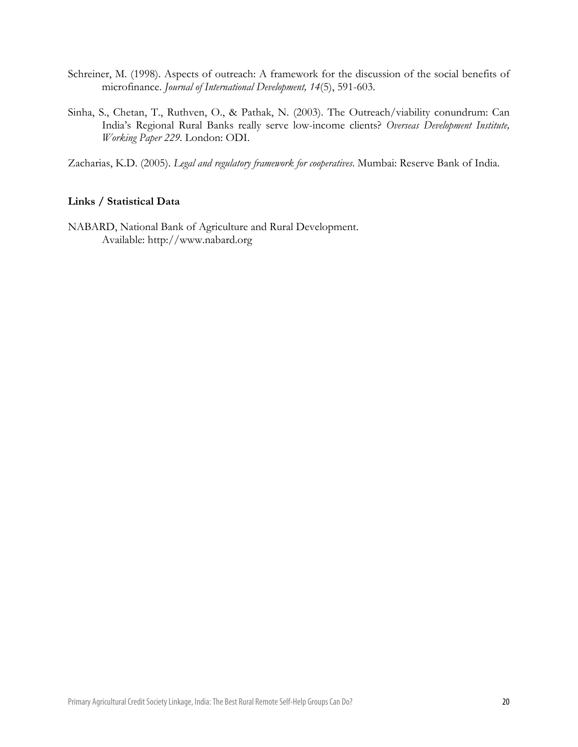Schreiner, M. (1998). Aspects of outreach: A framework for the discussion of the social benefits of microfinance. *Journal of International Development, 14*(5), 591-603.

Sinha, S., Chetan, T., Ruthven, O., & Pathak, N. (2003). The Outreach/viability conundrum: Can India's Regional Rural Banks really serve low-income clients? *Overseas Development Institute, Working Paper 229*. London: ODI.

Zacharias, K.D. (2005). *Legal and regulatory framework for cooperatives*. Mumbai: Reserve Bank of India.

**Links / Statistical Data**

NABARD, National Bank of Agriculture and Rural Development.
Available: http://www.nabard.org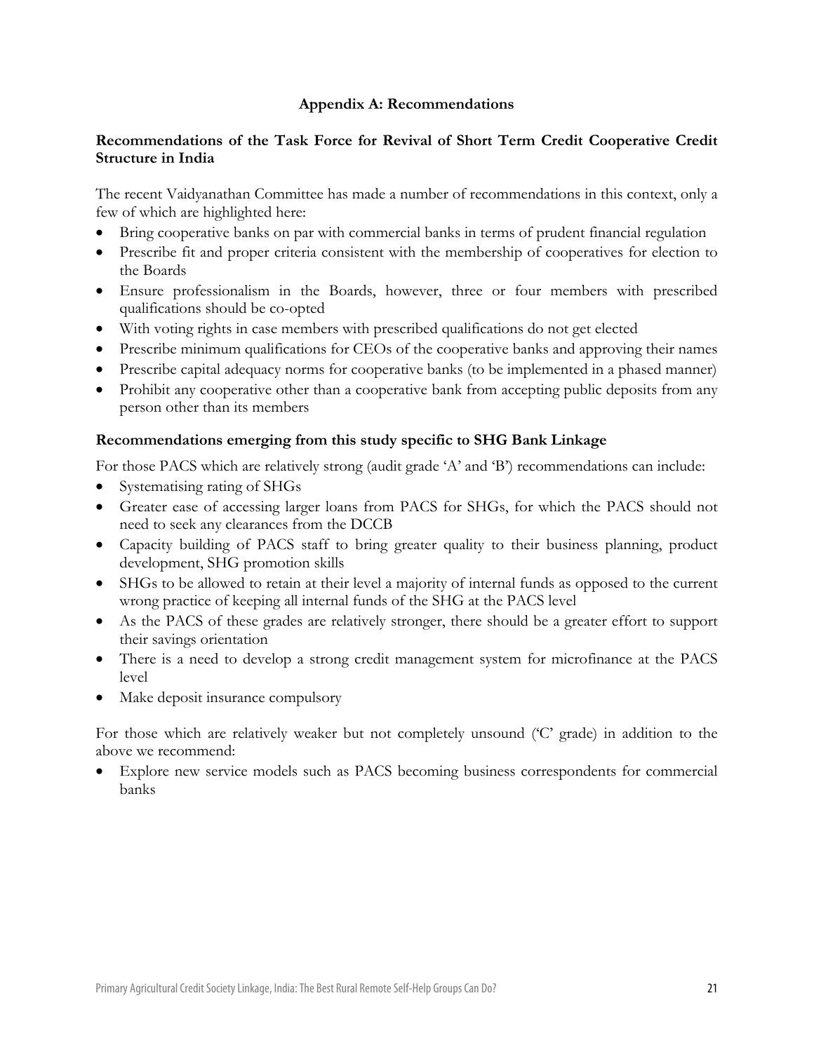## Appendix A: Recommendations

### Recommendations of the Task Force for Revival of Short Term Credit Cooperative Credit Structure in India

The recent Vaidyanathan Committee has made a number of recommendations in this context, only a few of which are highlighted here:

- Bring cooperative banks on par with commercial banks in terms of prudent financial regulation
- Prescribe fit and proper criteria consistent with the membership of cooperatives for election to the Boards
- Ensure professionalism in the Boards, however, three or four members with prescribed qualifications should be co-opted
- With voting rights in case members with prescribed qualifications do not get elected
- Prescribe minimum qualifications for CEOs of the cooperative banks and approving their names
- Prescribe capital adequacy norms for cooperative banks (to be implemented in a phased manner)
- Prohibit any cooperative other than a cooperative bank from accepting public deposits from any person other than its members

### Recommendations emerging from this study specific to SHG Bank Linkage

For those PACS which are relatively strong (audit grade 'A' and 'B') recommendations can include:

- Systematising rating of SHGs
- Greater ease of accessing larger loans from PACS for SHGs, for which the PACS should not need to seek any clearances from the DCCB
- Capacity building of PACS staff to bring greater quality to their business planning, product development, SHG promotion skills
- SHGs to be allowed to retain at their level a majority of internal funds as opposed to the current wrong practice of keeping all internal funds of the SHG at the PACS level
- As the PACS of these grades are relatively stronger, there should be a greater effort to support their savings orientation
- There is a need to develop a strong credit management system for microfinance at the PACS level
- Make deposit insurance compulsory

For those which are relatively weaker but not completely unsound ('C' grade) in addition to the above we recommend:

- Explore new service models such as PACS becoming business correspondents for commercial banks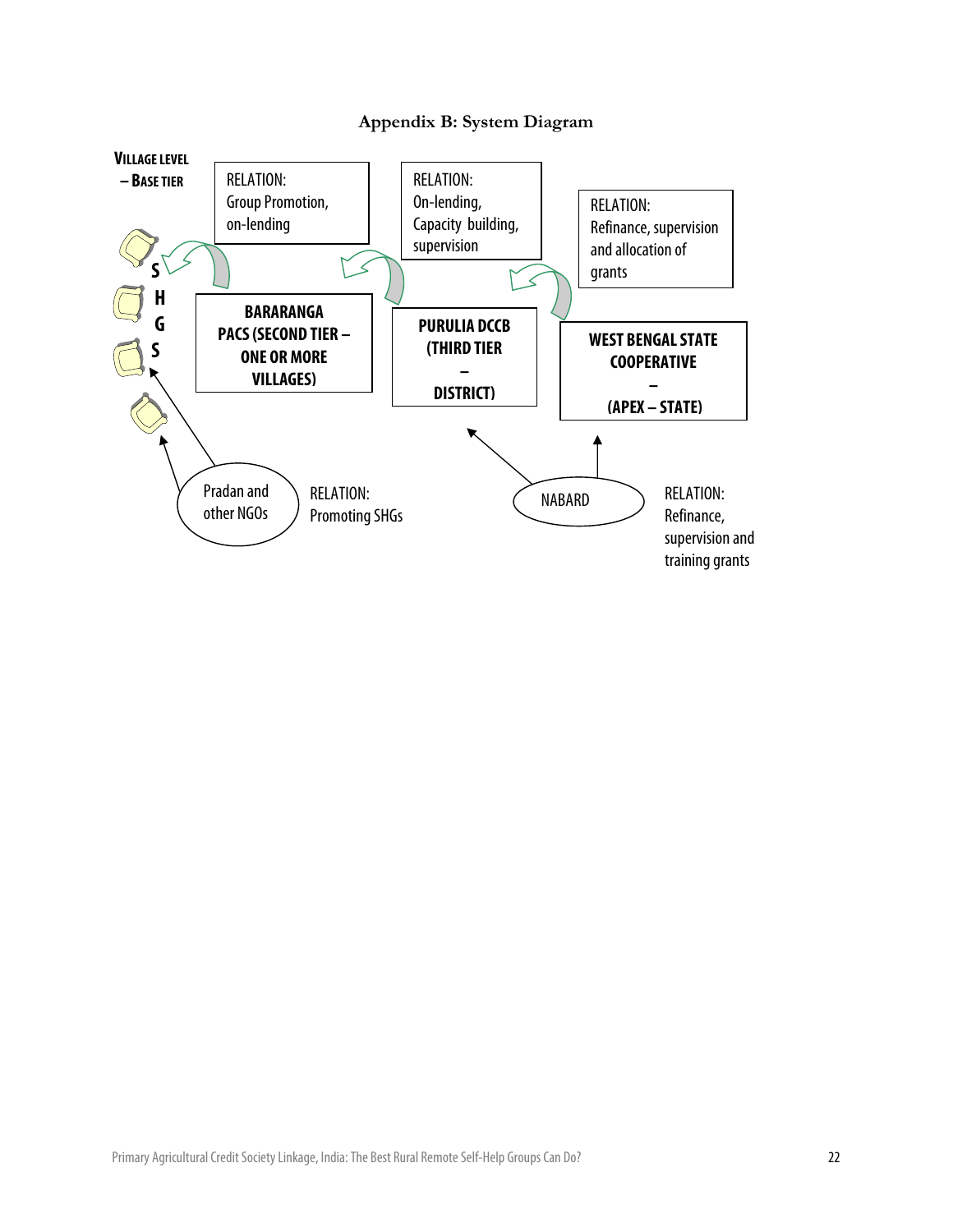## Appendix B: System Diagram

**VILLAGE LEVEL – BASE TIER**

S H G S

RELATION: Group Promotion, on-lending

**BARARANGA PACS (SECOND TIER – ONE OR MORE VILLAGES)**

RELATION: On-lending, Capacity building, supervision

**PURULIA DCCB (THIRD TIER – DISTRICT)**

RELATION: Refinance, supervision and allocation of grants

**WEST BENGAL STATE COOPERATIVE – (APEX – STATE)**

Pradan and other NGOs

RELATION: Promoting SHGs

NABARD

RELATION: Refinance, supervision and training grants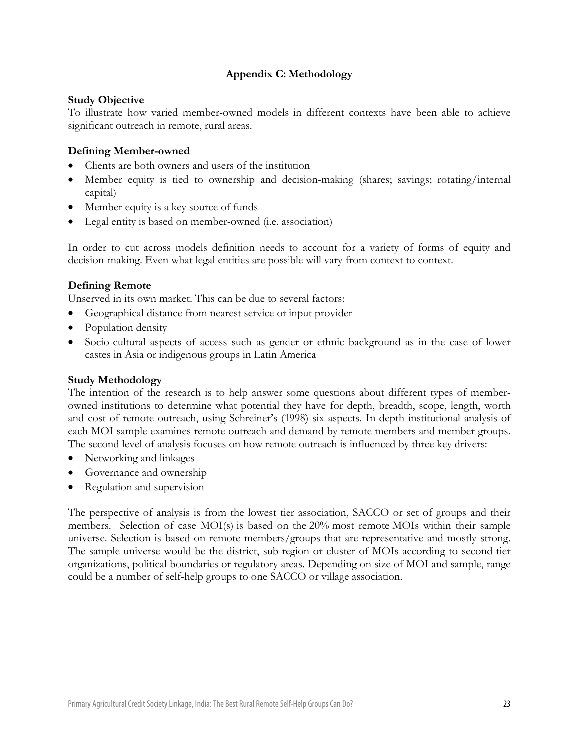## Appendix C: Methodology

### Study Objective

To illustrate how varied member-owned models in different contexts have been able to achieve significant outreach in remote, rural areas.

### Defining Member-owned

- Clients are both owners and users of the institution
- Member equity is tied to ownership and decision-making (shares; savings; rotating/internal capital)
- Member equity is a key source of funds
- Legal entity is based on member-owned (i.e. association)

In order to cut across models definition needs to account for a variety of forms of equity and decision-making. Even what legal entities are possible will vary from context to context.

### Defining Remote

Unserved in its own market. This can be due to several factors:

- Geographical distance from nearest service or input provider
- Population density
- Socio-cultural aspects of access such as gender or ethnic background as in the case of lower castes in Asia or indigenous groups in Latin America

### Study Methodology

The intention of the research is to help answer some questions about different types of member-owned institutions to determine what potential they have for depth, breadth, scope, length, worth and cost of remote outreach, using Schreiner's (1998) six aspects. In-depth institutional analysis of each MOI sample examines remote outreach and demand by remote members and member groups. The second level of analysis focuses on how remote outreach is influenced by three key drivers:

- Networking and linkages
- Governance and ownership
- Regulation and supervision

The perspective of analysis is from the lowest tier association, SACCO or set of groups and their members. Selection of case MOI(s) is based on the 20% most remote MOIs within their sample universe. Selection is based on remote members/groups that are representative and mostly strong. The sample universe would be the district, sub-region or cluster of MOIs according to second-tier organizations, political boundaries or regulatory areas. Depending on size of MOI and sample, range could be a number of self-help groups to one SACCO or village association.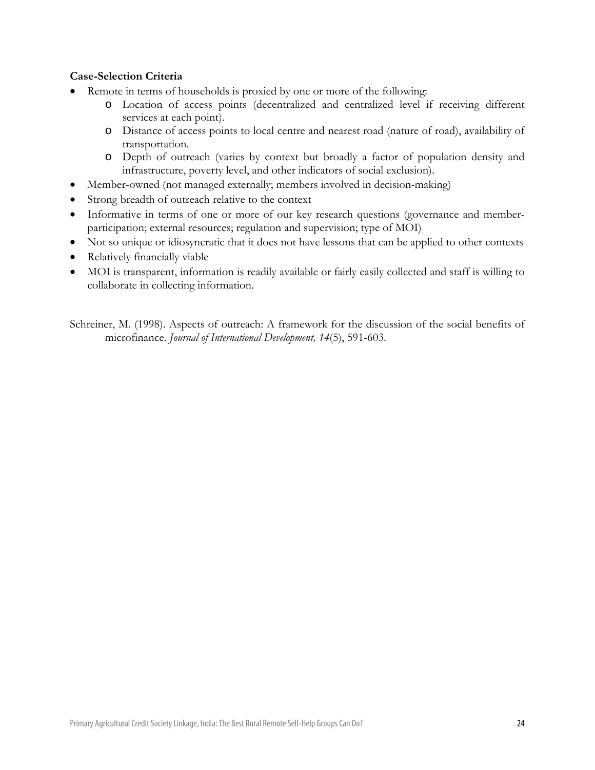**Case-Selection Criteria**

- Remote in terms of households is proxied by one or more of the following:
  - Location of access points (decentralized and centralized level if receiving different services at each point).
  - Distance of access points to local centre and nearest road (nature of road), availability of transportation.
  - Depth of outreach (varies by context but broadly a factor of population density and infrastructure, poverty level, and other indicators of social exclusion).
- Member-owned (not managed externally; members involved in decision-making)
- Strong breadth of outreach relative to the context
- Informative in terms of one or more of our key research questions (governance and member-participation; external resources; regulation and supervision; type of MOI)
- Not so unique or idiosyncratic that it does not have lessons that can be applied to other contexts
- Relatively financially viable
- MOI is transparent, information is readily available or fairly easily collected and staff is willing to collaborate in collecting information.

Schreiner, M. (1998). Aspects of outreach: A framework for the discussion of the social benefits of microfinance. *Journal of International Development, 14*(5), 591-603.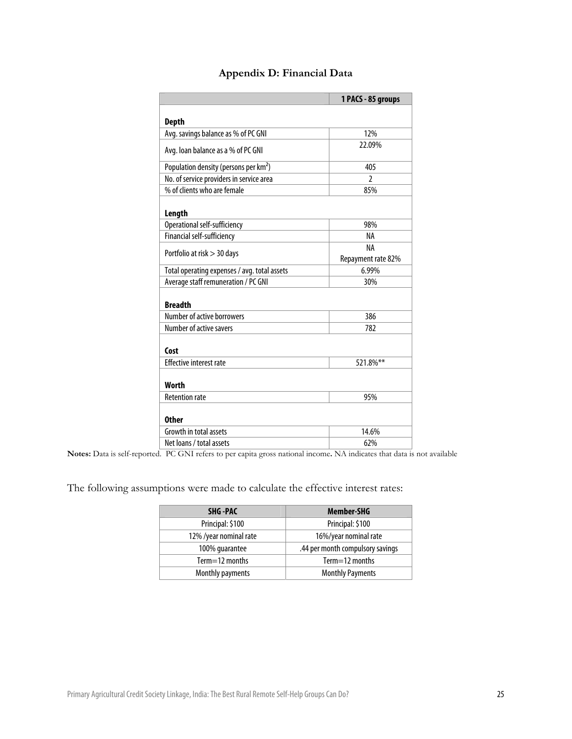## Appendix D: Financial Data

| | 1 PACS - 85 groups |
|---|---|
| **Depth** | |
| Avg. savings balance as % of PC GNI | 12% |
| Avg. loan balance as a % of PC GNI | 22.09% |
| Population density (persons per km²) | 405 |
| No. of service providers in service area | 2 |
| % of clients who are female | 85% |
| **Length** | |
| Operational self-sufficiency | 98% |
| Financial self-sufficiency | NA |
| Portfolio at risk > 30 days | NA<br>Repayment rate 82% |
| Total operating expenses / avg. total assets | 6.99% |
| Average staff remuneration / PC GNI | 30% |
| **Breadth** | |
| Number of active borrowers | 386 |
| Number of active savers | 782 |
| **Cost** | |
| Effective interest rate | 521.8%** |
| **Worth** | |
| Retention rate | 95% |
| **Other** | |
| Growth in total assets | 14.6% |
| Net loans / total assets | 62% |

**Notes:** Data is self-reported. PC GNI refers to per capita gross national income**.** NA indicates that data is not available

The following assumptions were made to calculate the effective interest rates:

| SHG -PAC | Member-SHG |
|---|---|
| Principal: $100 | Principal: $100 |
| 12% /year nominal rate | 16%/year nominal rate |
| 100% guarantee | .44 per month compulsory savings |
| Term=12 months | Term=12 months |
| Monthly payments | Monthly Payments |